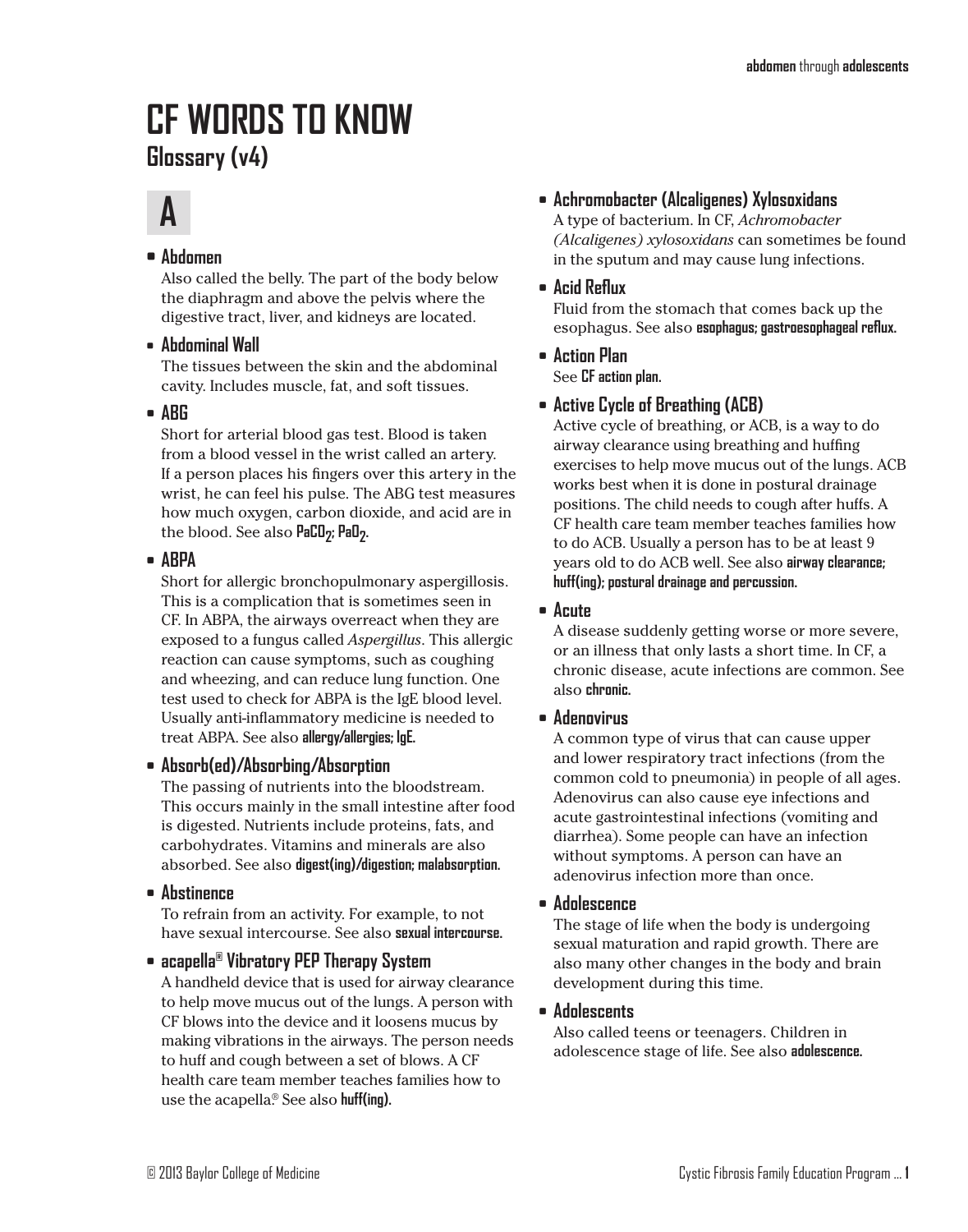# CF WORDS TO KNOW

## Glossary (v4)

## A

- **Abdomen**
  Also called the belly. The part of the body below the diaphragm and above the pelvis where the digestive tract, liver, and kidneys are located.

- **Abdominal Wall**
  The tissues between the skin and the abdominal cavity. Includes muscle, fat, and soft tissues.

- **ABG**
  Short for arterial blood gas test. Blood is taken from a blood vessel in the wrist called an artery. If a person places his fingers over this artery in the wrist, he can feel his pulse. The ABG test measures how much oxygen, carbon dioxide, and acid are in the blood. See also **$PaCO_2$; $PaO_2$.**

- **ABPA**
  Short for allergic bronchopulmonary aspergillosis. This is a complication that is sometimes seen in CF. In ABPA, the airways overreact when they are exposed to a fungus called *Aspergillus*. This allergic reaction can cause symptoms, such as coughing and wheezing, and can reduce lung function. One test used to check for ABPA is the IgE blood level. Usually anti-inflammatory medicine is needed to treat ABPA. See also **allergy/allergies; IgE.**

- **Absorb(ed)/Absorbing/Absorption**
  The passing of nutrients into the bloodstream. This occurs mainly in the small intestine after food is digested. Nutrients include proteins, fats, and carbohydrates. Vitamins and minerals are also absorbed. See also **digest(ing)/digestion; malabsorption.**

- **Abstinence**
  To refrain from an activity. For example, to not have sexual intercourse. See also **sexual intercourse.**

- **acapella® Vibratory PEP Therapy System**
  A handheld device that is used for airway clearance to help move mucus out of the lungs. A person with CF blows into the device and it loosens mucus by making vibrations in the airways. The person needs to huff and cough between a set of blows. A CF health care team member teaches families how to use the acapella.® See also **huff(ing).**

- **Achromobacter (Alcaligenes) Xylosoxidans**
  A type of bacterium. In CF, *Achromobacter (Alcaligenes) xylosoxidans* can sometimes be found in the sputum and may cause lung infections.

- **Acid Reflux**
  Fluid from the stomach that comes back up the esophagus. See also **esophagus; gastroesophageal reflux.**

- **Action Plan**
  See **CF action plan.**

- **Active Cycle of Breathing (ACB)**
  Active cycle of breathing, or ACB, is a way to do airway clearance using breathing and huffing exercises to help move mucus out of the lungs. ACB works best when it is done in postural drainage positions. The child needs to cough after huffs. A CF health care team member teaches families how to do ACB. Usually a person has to be at least 9 years old to do ACB well. See also **airway clearance; huff(ing); postural drainage and percussion.**

- **Acute**
  A disease suddenly getting worse or more severe, or an illness that only lasts a short time. In CF, a chronic disease, acute infections are common. See also **chronic.**

- **Adenovirus**
  A common type of virus that can cause upper and lower respiratory tract infections (from the common cold to pneumonia) in people of all ages. Adenovirus can also cause eye infections and acute gastrointestinal infections (vomiting and diarrhea). Some people can have an infection without symptoms. A person can have an adenovirus infection more than once.

- **Adolescence**
  The stage of life when the body is undergoing sexual maturation and rapid growth. There are also many other changes in the body and brain development during this time.

- **Adolescents**
  Also called teens or teenagers. Children in adolescence stage of life. See also **adolescence.**

© 2013 Baylor College of Medicine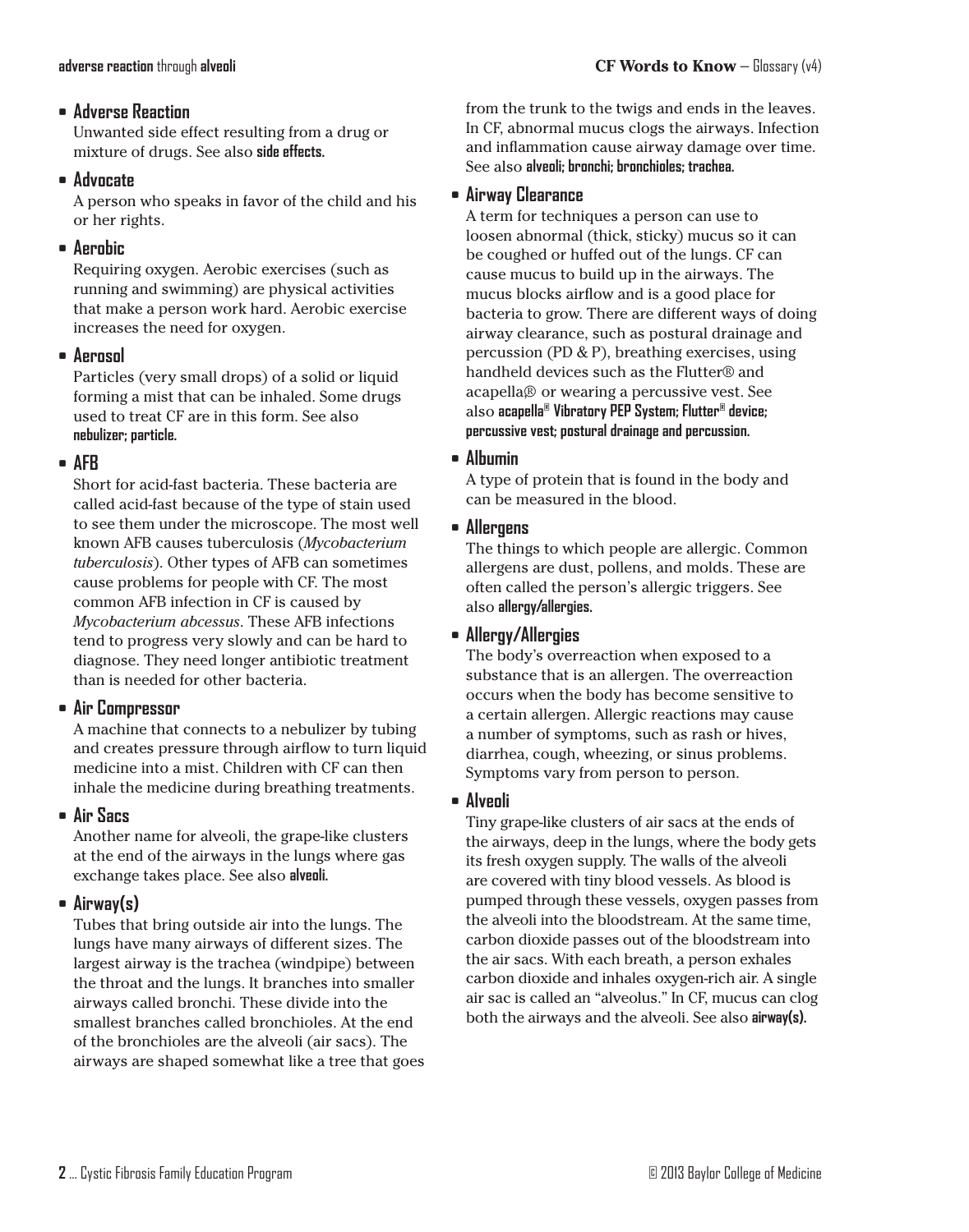- **Adverse Reaction**
  Unwanted side effect resulting from a drug or mixture of drugs. See also **side effects.**

- **Advocate**
  A person who speaks in favor of the child and his or her rights.

- **Aerobic**
  Requiring oxygen. Aerobic exercises (such as running and swimming) are physical activities that make a person work hard. Aerobic exercise increases the need for oxygen.

- **Aerosol**
  Particles (very small drops) of a solid or liquid forming a mist that can be inhaled. Some drugs used to treat CF are in this form. See also **nebulizer; particle.**

- **AFB**
  Short for acid-fast bacteria. These bacteria are called acid-fast because of the type of stain used to see them under the microscope. The most well known AFB causes tuberculosis (*Mycobacterium tuberculosis*). Other types of AFB can sometimes cause problems for people with CF. The most common AFB infection in CF is caused by *Mycobacterium abcessus*. These AFB infections tend to progress very slowly and can be hard to diagnose. They need longer antibiotic treatment than is needed for other bacteria.

- **Air Compressor**
  A machine that connects to a nebulizer by tubing and creates pressure through airflow to turn liquid medicine into a mist. Children with CF can then inhale the medicine during breathing treatments.

- **Air Sacs**
  Another name for alveoli, the grape-like clusters at the end of the airways in the lungs where gas exchange takes place. See also **alveoli.**

- **Airway(s)**
  Tubes that bring outside air into the lungs. The lungs have many airways of different sizes. The largest airway is the trachea (windpipe) between the throat and the lungs. It branches into smaller airways called bronchi. These divide into the smallest branches called bronchioles. At the end of the bronchioles are the alveoli (air sacs). The airways are shaped somewhat like a tree that goes from the trunk to the twigs and ends in the leaves. In CF, abnormal mucus clogs the airways. Infection and inflammation cause airway damage over time. See also **alveoli; bronchi; bronchioles; trachea.**

- **Airway Clearance**
  A term for techniques a person can use to loosen abnormal (thick, sticky) mucus so it can be coughed or huffed out of the lungs. CF can cause mucus to build up in the airways. The mucus blocks airflow and is a good place for bacteria to grow. There are different ways of doing airway clearance, such as postural drainage and percussion (PD & P), breathing exercises, using handheld devices such as the Flutter® and acapella® or wearing a percussive vest. See also **acapella® Vibratory PEP System; Flutter® device; percussive vest; postural drainage and percussion.**

- **Albumin**
  A type of protein that is found in the body and can be measured in the blood.

- **Allergens**
  The things to which people are allergic. Common allergens are dust, pollens, and molds. These are often called the person's allergic triggers. See also **allergy/allergies.**

- **Allergy/Allergies**
  The body's overreaction when exposed to a substance that is an allergen. The overreaction occurs when the body has become sensitive to a certain allergen. Allergic reactions may cause a number of symptoms, such as rash or hives, diarrhea, cough, wheezing, or sinus problems. Symptoms vary from person to person.

- **Alveoli**
  Tiny grape-like clusters of air sacs at the ends of the airways, deep in the lungs, where the body gets its fresh oxygen supply. The walls of the alveoli are covered with tiny blood vessels. As blood is pumped through these vessels, oxygen passes from the alveoli into the bloodstream. At the same time, carbon dioxide passes out of the bloodstream into the air sacs. With each breath, a person exhales carbon dioxide and inhales oxygen-rich air. A single air sac is called an "alveolus." In CF, mucus can clog both the airways and the alveoli. See also **airway(s).**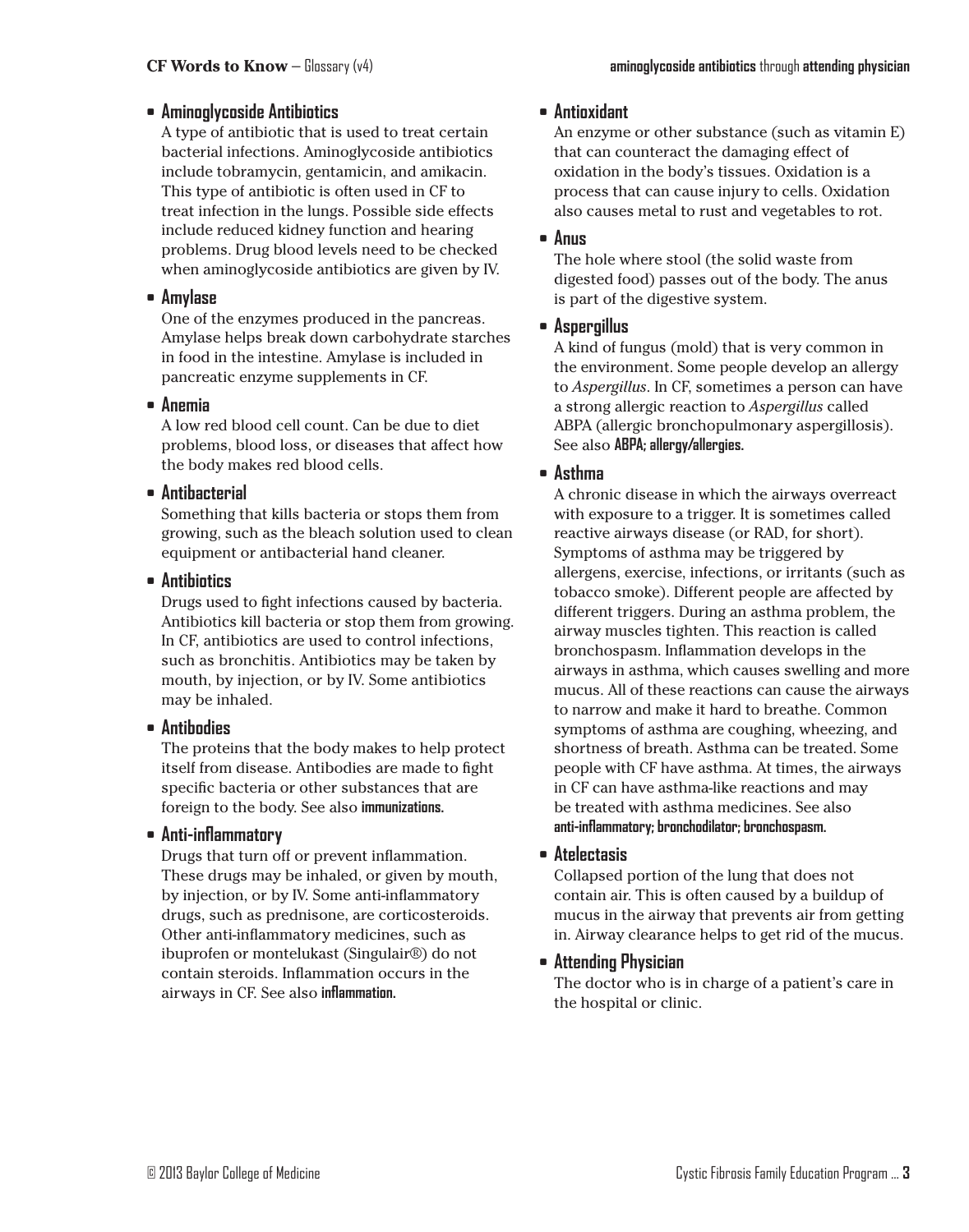- **Aminoglycoside Antibiotics**
  A type of antibiotic that is used to treat certain bacterial infections. Aminoglycoside antibiotics include tobramycin, gentamicin, and amikacin. This type of antibiotic is often used in CF to treat infection in the lungs. Possible side effects include reduced kidney function and hearing problems. Drug blood levels need to be checked when aminoglycoside antibiotics are given by IV.

- **Amylase**
  One of the enzymes produced in the pancreas. Amylase helps break down carbohydrate starches in food in the intestine. Amylase is included in pancreatic enzyme supplements in CF.

- **Anemia**
  A low red blood cell count. Can be due to diet problems, blood loss, or diseases that affect how the body makes red blood cells.

- **Antibacterial**
  Something that kills bacteria or stops them from growing, such as the bleach solution used to clean equipment or antibacterial hand cleaner.

- **Antibiotics**
  Drugs used to fight infections caused by bacteria. Antibiotics kill bacteria or stop them from growing. In CF, antibiotics are used to control infections, such as bronchitis. Antibiotics may be taken by mouth, by injection, or by IV. Some antibiotics may be inhaled.

- **Antibodies**
  The proteins that the body makes to help protect itself from disease. Antibodies are made to fight specific bacteria or other substances that are foreign to the body. See also **immunizations.**

- **Anti-inflammatory**
  Drugs that turn off or prevent inflammation. These drugs may be inhaled, or given by mouth, by injection, or by IV. Some anti-inflammatory drugs, such as prednisone, are corticosteroids. Other anti-inflammatory medicines, such as ibuprofen or montelukast (Singulair®) do not contain steroids. Inflammation occurs in the airways in CF. See also **inflammation.**

- **Antioxidant**
  An enzyme or other substance (such as vitamin E) that can counteract the damaging effect of oxidation in the body's tissues. Oxidation is a process that can cause injury to cells. Oxidation also causes metal to rust and vegetables to rot.

- **Anus**
  The hole where stool (the solid waste from digested food) passes out of the body. The anus is part of the digestive system.

- **Aspergillus**
  A kind of fungus (mold) that is very common in the environment. Some people develop an allergy to *Aspergillus*. In CF, sometimes a person can have a strong allergic reaction to *Aspergillus* called ABPA (allergic bronchopulmonary aspergillosis). See also **ABPA; allergy/allergies.**

- **Asthma**
  A chronic disease in which the airways overreact with exposure to a trigger. It is sometimes called reactive airways disease (or RAD, for short). Symptoms of asthma may be triggered by allergens, exercise, infections, or irritants (such as tobacco smoke). Different people are affected by different triggers. During an asthma problem, the airway muscles tighten. This reaction is called bronchospasm. Inflammation develops in the airways in asthma, which causes swelling and more mucus. All of these reactions can cause the airways to narrow and make it hard to breathe. Common symptoms of asthma are coughing, wheezing, and shortness of breath. Asthma can be treated. Some people with CF have asthma. At times, the airways in CF can have asthma-like reactions and may be treated with asthma medicines. See also **anti-inflammatory; bronchodilator; bronchospasm.**

- **Atelectasis**
  Collapsed portion of the lung that does not contain air. This is often caused by a buildup of mucus in the airway that prevents air from getting in. Airway clearance helps to get rid of the mucus.

- **Attending Physician**
  The doctor who is in charge of a patient's care in the hospital or clinic.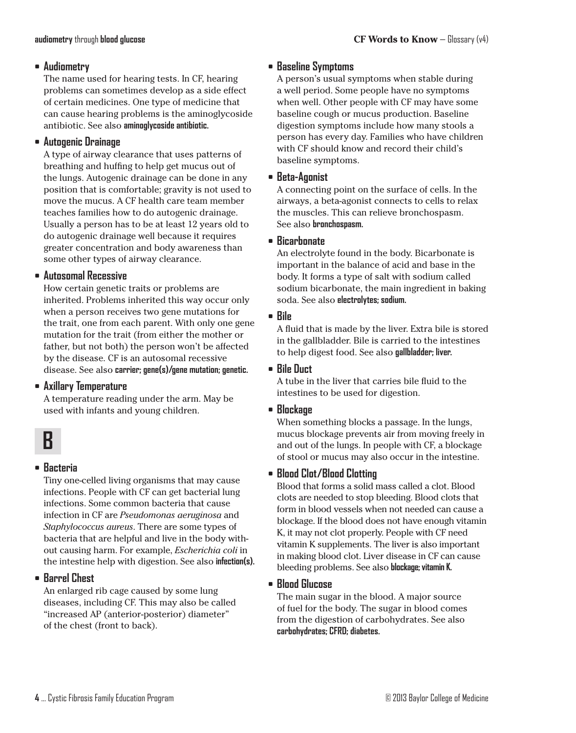- **Audiometry**
  The name used for hearing tests. In CF, hearing problems can sometimes develop as a side effect of certain medicines. One type of medicine that can cause hearing problems is the aminoglycoside antibiotic. See also **aminoglycoside antibiotic.**

- **Autogenic Drainage**
  A type of airway clearance that uses patterns of breathing and huffing to help get mucus out of the lungs. Autogenic drainage can be done in any position that is comfortable; gravity is not used to move the mucus. A CF health care team member teaches families how to do autogenic drainage. Usually a person has to be at least 12 years old to do autogenic drainage well because it requires greater concentration and body awareness than some other types of airway clearance.

- **Autosomal Recessive**
  How certain genetic traits or problems are inherited. Problems inherited this way occur only when a person receives two gene mutations for the trait, one from each parent. With only one gene mutation for the trait (from either the mother or father, but not both) the person won't be affected by the disease. CF is an autosomal recessive disease. See also **carrier; gene(s)/gene mutation; genetic.**

- **Axillary Temperature**
  A temperature reading under the arm. May be used with infants and young children.

# B

- **Bacteria**
  Tiny one-celled living organisms that may cause infections. People with CF can get bacterial lung infections. Some common bacteria that cause infection in CF are *Pseudomonas aeruginosa* and *Staphylococcus aureus*. There are some types of bacteria that are helpful and live in the body without causing harm. For example, *Escherichia coli* in the intestine help with digestion. See also **infection(s).**

- **Barrel Chest**
  An enlarged rib cage caused by some lung diseases, including CF. This may also be called "increased AP (anterior-posterior) diameter" of the chest (front to back).

- **Baseline Symptoms**
  A person's usual symptoms when stable during a well period. Some people have no symptoms when well. Other people with CF may have some baseline cough or mucus production. Baseline digestion symptoms include how many stools a person has every day. Families who have children with CF should know and record their child's baseline symptoms.

- **Beta-Agonist**
  A connecting point on the surface of cells. In the airways, a beta-agonist connects to cells to relax the muscles. This can relieve bronchospasm. See also **bronchospasm.**

- **Bicarbonate**
  An electrolyte found in the body. Bicarbonate is important in the balance of acid and base in the body. It forms a type of salt with sodium called sodium bicarbonate, the main ingredient in baking soda. See also **electrolytes; sodium.**

- **Bile**
  A fluid that is made by the liver. Extra bile is stored in the gallbladder. Bile is carried to the intestines to help digest food. See also **gallbladder; liver.**

- **Bile Duct**
  A tube in the liver that carries bile fluid to the intestines to be used for digestion.

- **Blockage**
  When something blocks a passage. In the lungs, mucus blockage prevents air from moving freely in and out of the lungs. In people with CF, a blockage of stool or mucus may also occur in the intestine.

- **Blood Clot/Blood Clotting**
  Blood that forms a solid mass called a clot. Blood clots are needed to stop bleeding. Blood clots that form in blood vessels when not needed can cause a blockage. If the blood does not have enough vitamin K, it may not clot properly. People with CF need vitamin K supplements. The liver is also important in making blood clot. Liver disease in CF can cause bleeding problems. See also **blockage; vitamin K.**

- **Blood Glucose**
  The main sugar in the blood. A major source of fuel for the body. The sugar in blood comes from the digestion of carbohydrates. See also **carbohydrates; CFRD; diabetes.**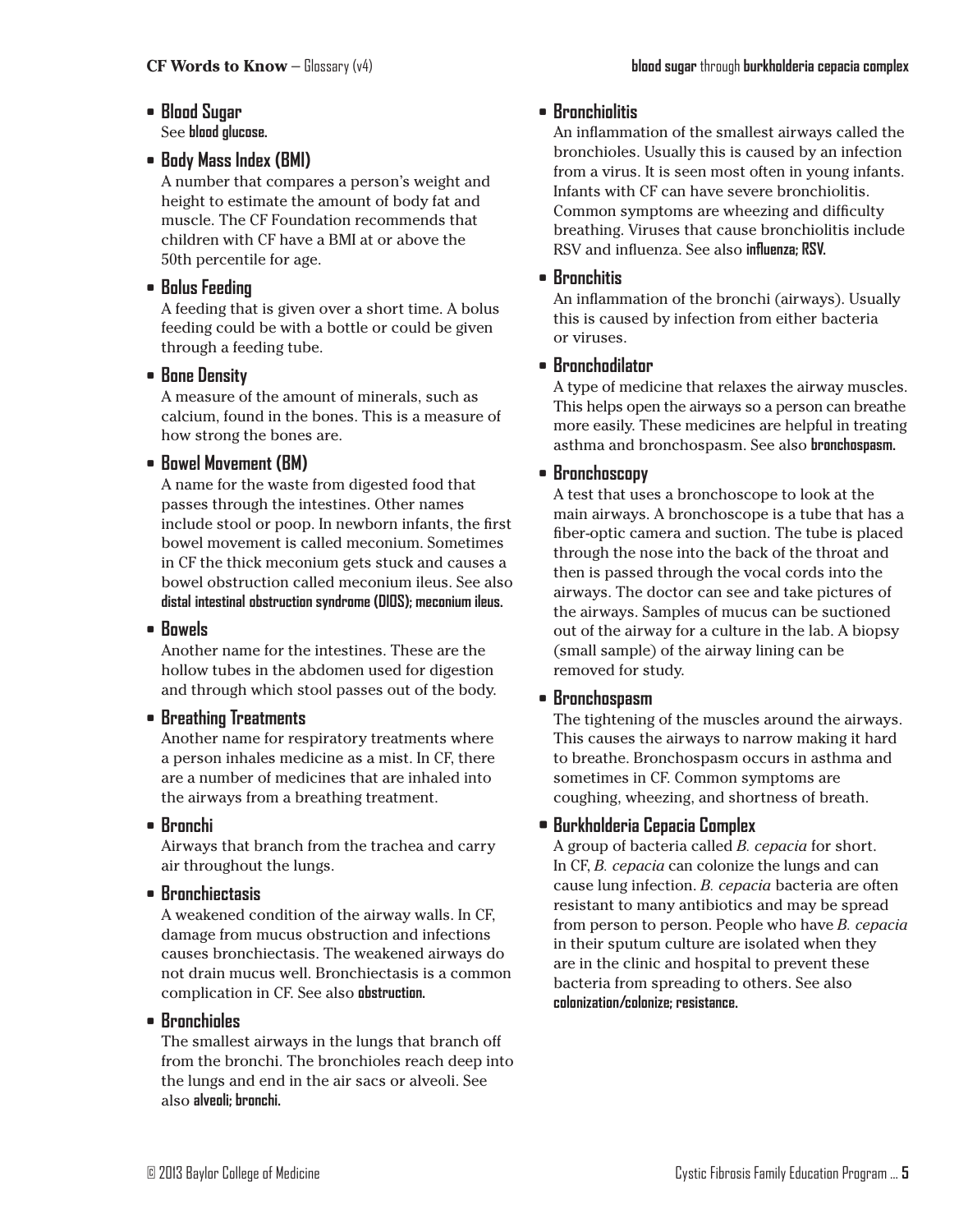- **Blood Sugar**
  See **blood glucose.**

- **Body Mass Index (BMI)**
  A number that compares a person's weight and height to estimate the amount of body fat and muscle. The CF Foundation recommends that children with CF have a BMI at or above the 50th percentile for age.

- **Bolus Feeding**
  A feeding that is given over a short time. A bolus feeding could be with a bottle or could be given through a feeding tube.

- **Bone Density**
  A measure of the amount of minerals, such as calcium, found in the bones. This is a measure of how strong the bones are.

- **Bowel Movement (BM)**
  A name for the waste from digested food that passes through the intestines. Other names include stool or poop. In newborn infants, the first bowel movement is called meconium. Sometimes in CF the thick meconium gets stuck and causes a bowel obstruction called meconium ileus. See also **distal intestinal obstruction syndrome (DIOS); meconium ileus.**

- **Bowels**
  Another name for the intestines. These are the hollow tubes in the abdomen used for digestion and through which stool passes out of the body.

- **Breathing Treatments**
  Another name for respiratory treatments where a person inhales medicine as a mist. In CF, there are a number of medicines that are inhaled into the airways from a breathing treatment.

- **Bronchi**
  Airways that branch from the trachea and carry air throughout the lungs.

- **Bronchiectasis**
  A weakened condition of the airway walls. In CF, damage from mucus obstruction and infections causes bronchiectasis. The weakened airways do not drain mucus well. Bronchiectasis is a common complication in CF. See also **obstruction.**

- **Bronchioles**
  The smallest airways in the lungs that branch off from the bronchi. The bronchioles reach deep into the lungs and end in the air sacs or alveoli. See also **alveoli; bronchi.**

- **Bronchiolitis**
  An inflammation of the smallest airways called the bronchioles. Usually this is caused by an infection from a virus. It is seen most often in young infants. Infants with CF can have severe bronchiolitis. Common symptoms are wheezing and difficulty breathing. Viruses that cause bronchiolitis include RSV and influenza. See also **influenza; RSV.**

- **Bronchitis**
  An inflammation of the bronchi (airways). Usually this is caused by infection from either bacteria or viruses.

- **Bronchodilator**
  A type of medicine that relaxes the airway muscles. This helps open the airways so a person can breathe more easily. These medicines are helpful in treating asthma and bronchospasm. See also **bronchospasm.**

- **Bronchoscopy**
  A test that uses a bronchoscope to look at the main airways. A bronchoscope is a tube that has a fiber-optic camera and suction. The tube is placed through the nose into the back of the throat and then is passed through the vocal cords into the airways. The doctor can see and take pictures of the airways. Samples of mucus can be suctioned out of the airway for a culture in the lab. A biopsy (small sample) of the airway lining can be removed for study.

- **Bronchospasm**
  The tightening of the muscles around the airways. This causes the airways to narrow making it hard to breathe. Bronchospasm occurs in asthma and sometimes in CF. Common symptoms are coughing, wheezing, and shortness of breath.

- **Burkholderia Cepacia Complex**
  A group of bacteria called *B. cepacia* for short. In CF, *B. cepacia* can colonize the lungs and can cause lung infection. *B. cepacia* bacteria are often resistant to many antibiotics and may be spread from person to person. People who have *B. cepacia* in their sputum culture are isolated when they are in the clinic and hospital to prevent these bacteria from spreading to others. See also **colonization/colonize; resistance.**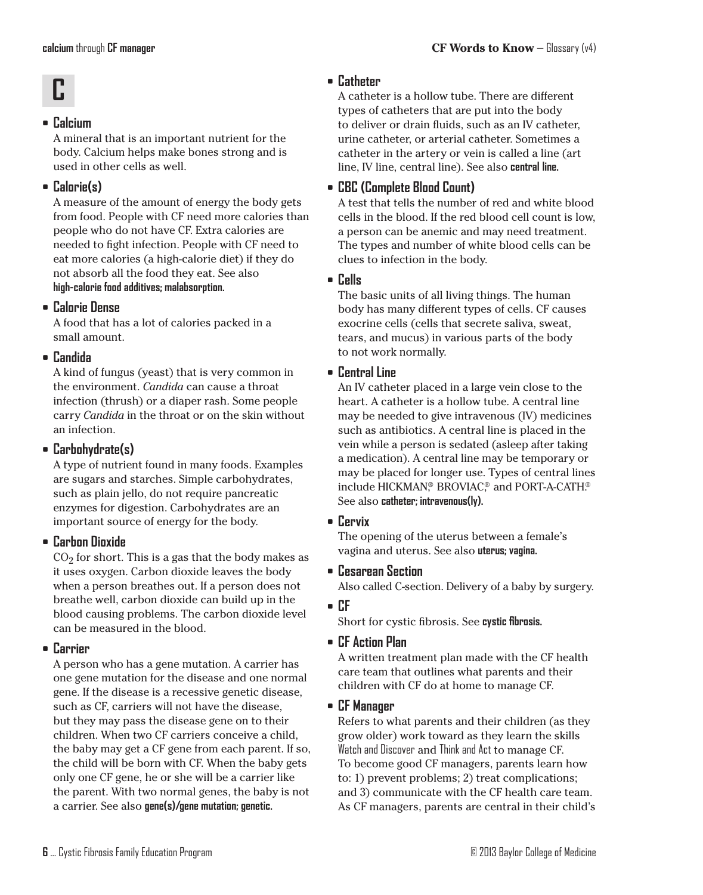# C

- **Calcium**
  A mineral that is an important nutrient for the body. Calcium helps make bones strong and is used in other cells as well.

- **Calorie(s)**
  A measure of the amount of energy the body gets from food. People with CF need more calories than people who do not have CF. Extra calories are needed to fight infection. People with CF need to eat more calories (a high-calorie diet) if they do not absorb all the food they eat. See also **high-calorie food additives; malabsorption.**

- **Calorie Dense**
  A food that has a lot of calories packed in a small amount.

- **Candida**
  A kind of fungus (yeast) that is very common in the environment. *Candida* can cause a throat infection (thrush) or a diaper rash. Some people carry *Candida* in the throat or on the skin without an infection.

- **Carbohydrate(s)**
  A type of nutrient found in many foods. Examples are sugars and starches. Simple carbohydrates, such as plain jello, do not require pancreatic enzymes for digestion. Carbohydrates are an important source of energy for the body.

- **Carbon Dioxide**
  $CO_2$ for short. This is a gas that the body makes as it uses oxygen. Carbon dioxide leaves the body when a person breathes out. If a person does not breathe well, carbon dioxide can build up in the blood causing problems. The carbon dioxide level can be measured in the blood.

- **Carrier**
  A person who has a gene mutation. A carrier has one gene mutation for the disease and one normal gene. If the disease is a recessive genetic disease, such as CF, carriers will not have the disease, but they may pass the disease gene on to their children. When two CF carriers conceive a child, the baby may get a CF gene from each parent. If so, the child will be born with CF. When the baby gets only one CF gene, he or she will be a carrier like the parent. With two normal genes, the baby is not a carrier. See also **gene(s)/gene mutation; genetic.**

- **Catheter**
  A catheter is a hollow tube. There are different types of catheters that are put into the body to deliver or drain fluids, such as an IV catheter, urine catheter, or arterial catheter. Sometimes a catheter in the artery or vein is called a line (art line, IV line, central line). See also **central line.**

- **CBC (Complete Blood Count)**
  A test that tells the number of red and white blood cells in the blood. If the red blood cell count is low, a person can be anemic and may need treatment. The types and number of white blood cells can be clues to infection in the body.

- **Cells**
  The basic units of all living things. The human body has many different types of cells. CF causes exocrine cells (cells that secrete saliva, sweat, tears, and mucus) in various parts of the body to not work normally.

- **Central Line**
  An IV catheter placed in a large vein close to the heart. A catheter is a hollow tube. A central line may be needed to give intravenous (IV) medicines such as antibiotics. A central line is placed in the vein while a person is sedated (asleep after taking a medication). A central line may be temporary or may be placed for longer use. Types of central lines include HICKMAN®, BROVIAC®, and PORT-A-CATH®. See also **catheter; intravenous(ly).**

- **Cervix**
  The opening of the uterus between a female's vagina and uterus. See also **uterus; vagina.**

- **Cesarean Section**
  Also called C-section. Delivery of a baby by surgery.

- **CF**
  Short for cystic fibrosis. See **cystic fibrosis.**

- **CF Action Plan**
  A written treatment plan made with the CF health care team that outlines what parents and their children with CF do at home to manage CF.

- **CF Manager**
  Refers to what parents and their children (as they grow older) work toward as they learn the skills Watch and Discover and Think and Act to manage CF. To become good CF managers, parents learn how to: 1) prevent problems; 2) treat complications; and 3) communicate with the CF health care team. As CF managers, parents are central in their child's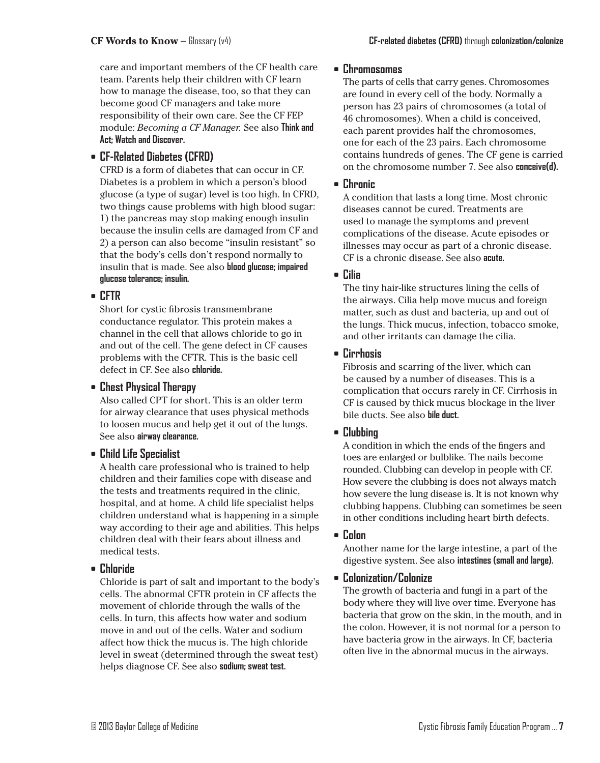care and important members of the CF health care team. Parents help their children with CF learn how to manage the disease, too, so that they can become good CF managers and take more responsibility of their own care. See the CF FEP module: *Becoming a CF Manager.* See also **Think and Act; Watch and Discover.**

- **CF-Related Diabetes (CFRD)**
  CFRD is a form of diabetes that can occur in CF. Diabetes is a problem in which a person's blood glucose (a type of sugar) level is too high. In CFRD, two things cause problems with high blood sugar: 1) the pancreas may stop making enough insulin because the insulin cells are damaged from CF and 2) a person can also become "insulin resistant" so that the body's cells don't respond normally to insulin that is made. See also **blood glucose; impaired glucose tolerance; insulin.**

- **CFTR**
  Short for cystic fibrosis transmembrane conductance regulator. This protein makes a channel in the cell that allows chloride to go in and out of the cell. The gene defect in CF causes problems with the CFTR. This is the basic cell defect in CF. See also **chloride.**

- **Chest Physical Therapy**
  Also called CPT for short. This is an older term for airway clearance that uses physical methods to loosen mucus and help get it out of the lungs. See also **airway clearance.**

- **Child Life Specialist**
  A health care professional who is trained to help children and their families cope with disease and the tests and treatments required in the clinic, hospital, and at home. A child life specialist helps children understand what is happening in a simple way according to their age and abilities. This helps children deal with their fears about illness and medical tests.

- **Chloride**
  Chloride is part of salt and important to the body's cells. The abnormal CFTR protein in CF affects the movement of chloride through the walls of the cells. In turn, this affects how water and sodium move in and out of the cells. Water and sodium affect how thick the mucus is. The high chloride level in sweat (determined through the sweat test) helps diagnose CF. See also **sodium; sweat test.**

- **Chromosomes**
  The parts of cells that carry genes. Chromosomes are found in every cell of the body. Normally a person has 23 pairs of chromosomes (a total of 46 chromosomes). When a child is conceived, each parent provides half the chromosomes, one for each of the 23 pairs. Each chromosome contains hundreds of genes. The CF gene is carried on the chromosome number 7. See also **conceive(d).**

- **Chronic**
  A condition that lasts a long time. Most chronic diseases cannot be cured. Treatments are used to manage the symptoms and prevent complications of the disease. Acute episodes or illnesses may occur as part of a chronic disease. CF is a chronic disease. See also **acute.**

- **Cilia**
  The tiny hair-like structures lining the cells of the airways. Cilia help move mucus and foreign matter, such as dust and bacteria, up and out of the lungs. Thick mucus, infection, tobacco smoke, and other irritants can damage the cilia.

- **Cirrhosis**
  Fibrosis and scarring of the liver, which can be caused by a number of diseases. This is a complication that occurs rarely in CF. Cirrhosis in CF is caused by thick mucus blockage in the liver bile ducts. See also **bile duct.**

- **Clubbing**
  A condition in which the ends of the fingers and toes are enlarged or bulblike. The nails become rounded. Clubbing can develop in people with CF. How severe the clubbing is does not always match how severe the lung disease is. It is not known why clubbing happens. Clubbing can sometimes be seen in other conditions including heart birth defects.

- **Colon**
  Another name for the large intestine, a part of the digestive system. See also **intestines (small and large).**

- **Colonization/Colonize**
  The growth of bacteria and fungi in a part of the body where they will live over time. Everyone has bacteria that grow on the skin, in the mouth, and in the colon. However, it is not normal for a person to have bacteria grow in the airways. In CF, bacteria often live in the abnormal mucus in the airways.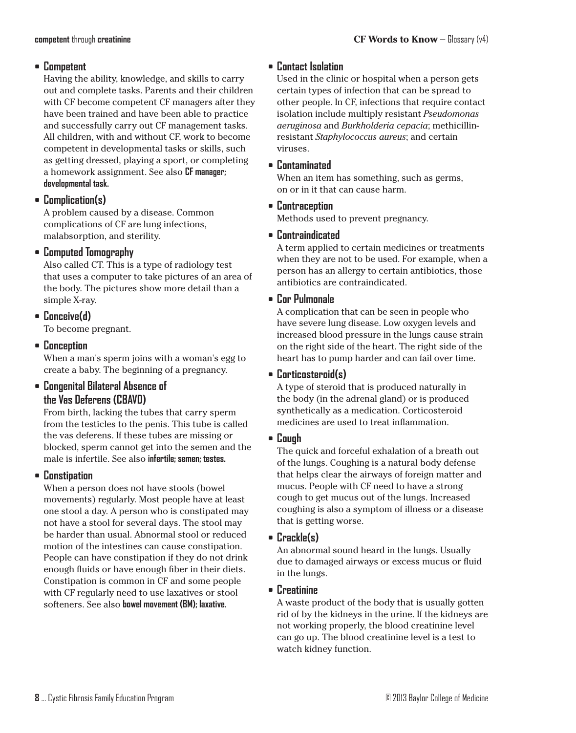- **Competent**
  Having the ability, knowledge, and skills to carry out and complete tasks. Parents and their children with CF become competent CF managers after they have been trained and have been able to practice and successfully carry out CF management tasks. All children, with and without CF, work to become competent in developmental tasks or skills, such as getting dressed, playing a sport, or completing a homework assignment. See also **CF manager; developmental task.**

- **Complication(s)**
  A problem caused by a disease. Common complications of CF are lung infections, malabsorption, and sterility.

- **Computed Tomography**
  Also called CT. This is a type of radiology test that uses a computer to take pictures of an area of the body. The pictures show more detail than a simple X-ray.

- **Conceive(d)**
  To become pregnant.

- **Conception**
  When a man's sperm joins with a woman's egg to create a baby. The beginning of a pregnancy.

- **Congenital Bilateral Absence of the Vas Deferens (CBAVD)**
  From birth, lacking the tubes that carry sperm from the testicles to the penis. This tube is called the vas deferens. If these tubes are missing or blocked, sperm cannot get into the semen and the male is infertile. See also **infertile; semen; testes.**

- **Constipation**
  When a person does not have stools (bowel movements) regularly. Most people have at least one stool a day. A person who is constipated may not have a stool for several days. The stool may be harder than usual. Abnormal stool or reduced motion of the intestines can cause constipation. People can have constipation if they do not drink enough fluids or have enough fiber in their diets. Constipation is common in CF and some people with CF regularly need to use laxatives or stool softeners. See also **bowel movement (BM); laxative.**

- **Contact Isolation**
  Used in the clinic or hospital when a person gets certain types of infection that can be spread to other people. In CF, infections that require contact isolation include multiply resistant *Pseudomonas aeruginosa* and *Burkholderia cepacia*; methicillin-resistant *Staphylococcus aureus*; and certain viruses.

- **Contaminated**
  When an item has something, such as germs, on or in it that can cause harm.

- **Contraception**
  Methods used to prevent pregnancy.

- **Contraindicated**
  A term applied to certain medicines or treatments when they are not to be used. For example, when a person has an allergy to certain antibiotics, those antibiotics are contraindicated.

- **Cor Pulmonale**
  A complication that can be seen in people who have severe lung disease. Low oxygen levels and increased blood pressure in the lungs cause strain on the right side of the heart. The right side of the heart has to pump harder and can fail over time.

- **Corticosteroid(s)**
  A type of steroid that is produced naturally in the body (in the adrenal gland) or is produced synthetically as a medication. Corticosteroid medicines are used to treat inflammation.

- **Cough**
  The quick and forceful exhalation of a breath out of the lungs. Coughing is a natural body defense that helps clear the airways of foreign matter and mucus. People with CF need to have a strong cough to get mucus out of the lungs. Increased coughing is also a symptom of illness or a disease that is getting worse.

- **Crackle(s)**
  An abnormal sound heard in the lungs. Usually due to damaged airways or excess mucus or fluid in the lungs.

- **Creatinine**
  A waste product of the body that is usually gotten rid of by the kidneys in the urine. If the kidneys are not working properly, the blood creatinine level can go up. The blood creatinine level is a test to watch kidney function.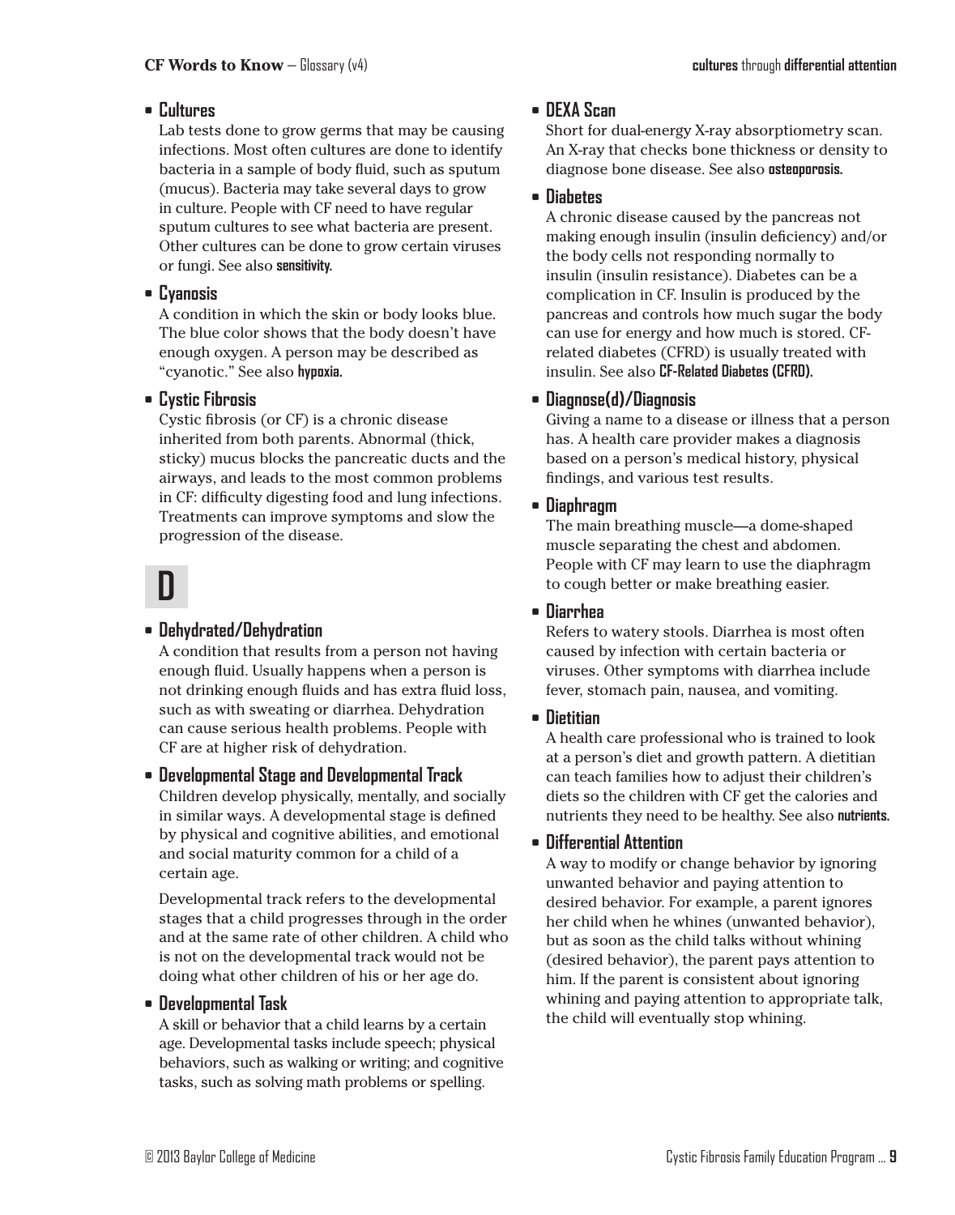- **Cultures**
  Lab tests done to grow germs that may be causing infections. Most often cultures are done to identify bacteria in a sample of body fluid, such as sputum (mucus). Bacteria may take several days to grow in culture. People with CF need to have regular sputum cultures to see what bacteria are present. Other cultures can be done to grow certain viruses or fungi. See also **sensitivity.**

- **Cyanosis**
  A condition in which the skin or body looks blue. The blue color shows that the body doesn't have enough oxygen. A person may be described as "cyanotic." See also **hypoxia.**

- **Cystic Fibrosis**
  Cystic fibrosis (or CF) is a chronic disease inherited from both parents. Abnormal (thick, sticky) mucus blocks the pancreatic ducts and the airways, and leads to the most common problems in CF: difficulty digesting food and lung infections. Treatments can improve symptoms and slow the progression of the disease.

## D

- **Dehydrated/Dehydration**
  A condition that results from a person not having enough fluid. Usually happens when a person is not drinking enough fluids and has extra fluid loss, such as with sweating or diarrhea. Dehydration can cause serious health problems. People with CF are at higher risk of dehydration.

- **Developmental Stage and Developmental Track**
  Children develop physically, mentally, and socially in similar ways. A developmental stage is defined by physical and cognitive abilities, and emotional and social maturity common for a child of a certain age.

  Developmental track refers to the developmental stages that a child progresses through in the order and at the same rate of other children. A child who is not on the developmental track would not be doing what other children of his or her age do.

- **Developmental Task**
  A skill or behavior that a child learns by a certain age. Developmental tasks include speech; physical behaviors, such as walking or writing; and cognitive tasks, such as solving math problems or spelling.

- **DEXA Scan**
  Short for dual-energy X-ray absorptiometry scan. An X-ray that checks bone thickness or density to diagnose bone disease. See also **osteoporosis.**

- **Diabetes**
  A chronic disease caused by the pancreas not making enough insulin (insulin deficiency) and/or the body cells not responding normally to insulin (insulin resistance). Diabetes can be a complication in CF. Insulin is produced by the pancreas and controls how much sugar the body can use for energy and how much is stored. CF-related diabetes (CFRD) is usually treated with insulin. See also **CF-Related Diabetes (CFRD).**

- **Diagnose(d)/Diagnosis**
  Giving a name to a disease or illness that a person has. A health care provider makes a diagnosis based on a person's medical history, physical findings, and various test results.

- **Diaphragm**
  The main breathing muscle—a dome-shaped muscle separating the chest and abdomen. People with CF may learn to use the diaphragm to cough better or make breathing easier.

- **Diarrhea**
  Refers to watery stools. Diarrhea is most often caused by infection with certain bacteria or viruses. Other symptoms with diarrhea include fever, stomach pain, nausea, and vomiting.

- **Dietitian**
  A health care professional who is trained to look at a person's diet and growth pattern. A dietitian can teach families how to adjust their children's diets so the children with CF get the calories and nutrients they need to be healthy. See also **nutrients.**

- **Differential Attention**
  A way to modify or change behavior by ignoring unwanted behavior and paying attention to desired behavior. For example, a parent ignores her child when he whines (unwanted behavior), but as soon as the child talks without whining (desired behavior), the parent pays attention to him. If the parent is consistent about ignoring whining and paying attention to appropriate talk, the child will eventually stop whining.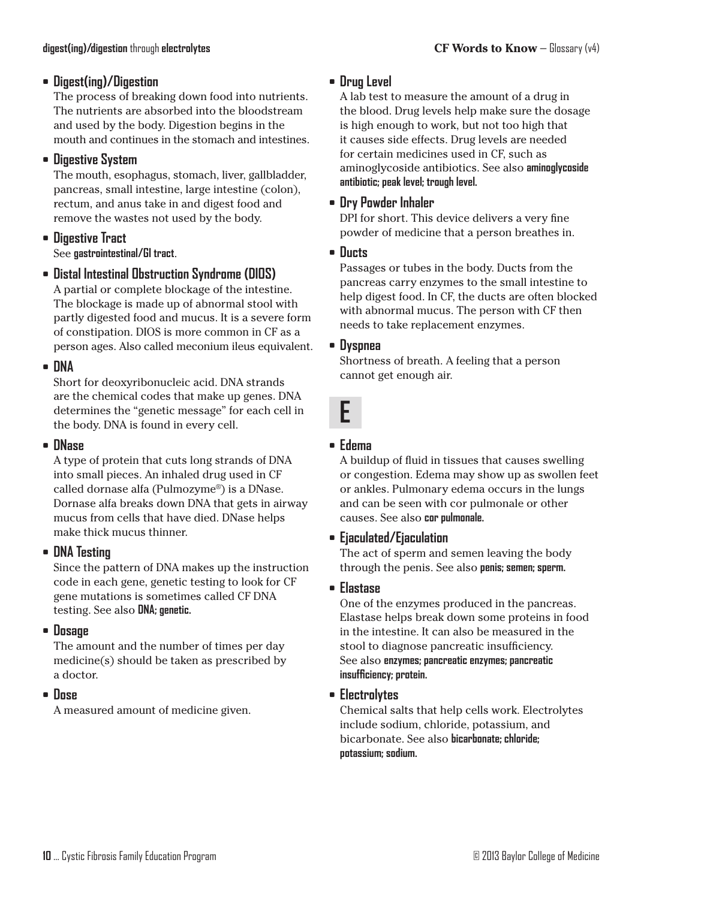- **Digest(ing)/Digestion**
  The process of breaking down food into nutrients. The nutrients are absorbed into the bloodstream and used by the body. Digestion begins in the mouth and continues in the stomach and intestines.

- **Digestive System**
  The mouth, esophagus, stomach, liver, gallbladder, pancreas, small intestine, large intestine (colon), rectum, and anus take in and digest food and remove the wastes not used by the body.

- **Digestive Tract**
  See **gastrointestinal/GI tract**.

- **Distal Intestinal Obstruction Syndrome (DIOS)**
  A partial or complete blockage of the intestine. The blockage is made up of abnormal stool with partly digested food and mucus. It is a severe form of constipation. DIOS is more common in CF as a person ages. Also called meconium ileus equivalent.

- **DNA**
  Short for deoxyribonucleic acid. DNA strands are the chemical codes that make up genes. DNA determines the "genetic message" for each cell in the body. DNA is found in every cell.

- **DNase**
  A type of protein that cuts long strands of DNA into small pieces. An inhaled drug used in CF called dornase alfa (Pulmozyme®) is a DNase. Dornase alfa breaks down DNA that gets in airway mucus from cells that have died. DNase helps make thick mucus thinner.

- **DNA Testing**
  Since the pattern of DNA makes up the instruction code in each gene, genetic testing to look for CF gene mutations is sometimes called CF DNA testing. See also **DNA; genetic.**

- **Dosage**
  The amount and the number of times per day medicine(s) should be taken as prescribed by a doctor.

- **Dose**
  A measured amount of medicine given.

- **Drug Level**
  A lab test to measure the amount of a drug in the blood. Drug levels help make sure the dosage is high enough to work, but not too high that it causes side effects. Drug levels are needed for certain medicines used in CF, such as aminoglycoside antibiotics. See also **aminoglycoside antibiotic; peak level; trough level.**

- **Dry Powder Inhaler**
  DPI for short. This device delivers a very fine powder of medicine that a person breathes in.

- **Ducts**
  Passages or tubes in the body. Ducts from the pancreas carry enzymes to the small intestine to help digest food. In CF, the ducts are often blocked with abnormal mucus. The person with CF then needs to take replacement enzymes.

- **Dyspnea**
  Shortness of breath. A feeling that a person cannot get enough air.

# E

- **Edema**
  A buildup of fluid in tissues that causes swelling or congestion. Edema may show up as swollen feet or ankles. Pulmonary edema occurs in the lungs and can be seen with cor pulmonale or other causes. See also **cor pulmonale.**

- **Ejaculated/Ejaculation**
  The act of sperm and semen leaving the body through the penis. See also **penis; semen; sperm.**

- **Elastase**
  One of the enzymes produced in the pancreas. Elastase helps break down some proteins in food in the intestine. It can also be measured in the stool to diagnose pancreatic insufficiency. See also **enzymes; pancreatic enzymes; pancreatic insufficiency; protein.**

- **Electrolytes**
  Chemical salts that help cells work. Electrolytes include sodium, chloride, potassium, and bicarbonate. See also **bicarbonate; chloride; potassium; sodium.**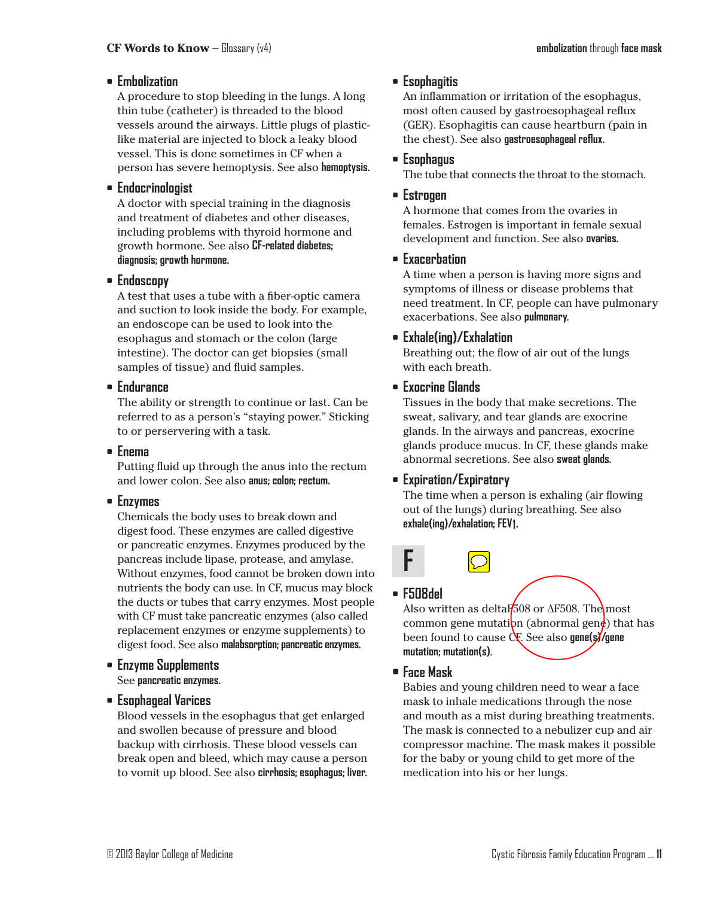- **Embolization**
  A procedure to stop bleeding in the lungs. A long thin tube (catheter) is threaded to the blood vessels around the airways. Little plugs of plastic-like material are injected to block a leaky blood vessel. This is done sometimes in CF when a person has severe hemoptysis. See also **hemoptysis.**

- **Endocrinologist**
  A doctor with special training in the diagnosis and treatment of diabetes and other diseases, including problems with thyroid hormone and growth hormone. See also **CF-related diabetes; diagnosis; growth hormone.**

- **Endoscopy**
  A test that uses a tube with a fiber-optic camera and suction to look inside the body. For example, an endoscope can be used to look into the esophagus and stomach or the colon (large intestine). The doctor can get biopsies (small samples of tissue) and fluid samples.

- **Endurance**
  The ability or strength to continue or last. Can be referred to as a person's "staying power." Sticking to or perservering with a task.

- **Enema**
  Putting fluid up through the anus into the rectum and lower colon. See also **anus; colon; rectum.**

- **Enzymes**
  Chemicals the body uses to break down and digest food. These enzymes are called digestive or pancreatic enzymes. Enzymes produced by the pancreas include lipase, protease, and amylase. Without enzymes, food cannot be broken down into nutrients the body can use. In CF, mucus may block the ducts or tubes that carry enzymes. Most people with CF must take pancreatic enzymes (also called replacement enzymes or enzyme supplements) to digest food. See also **malabsorption; pancreatic enzymes.**

- **Enzyme Supplements**
  See **pancreatic enzymes.**

- **Esophageal Varices**
  Blood vessels in the esophagus that get enlarged and swollen because of pressure and blood backup with cirrhosis. These blood vessels can break open and bleed, which may cause a person to vomit up blood. See also **cirrhosis; esophagus; liver.**

- **Esophagitis**
  An inflammation or irritation of the esophagus, most often caused by gastroesophageal reflux (GER). Esophagitis can cause heartburn (pain in the chest). See also **gastroesophageal reflux.**

- **Esophagus**
  The tube that connects the throat to the stomach.

- **Estrogen**
  A hormone that comes from the ovaries in females. Estrogen is important in female sexual development and function. See also **ovaries.**

- **Exacerbation**
  A time when a person is having more signs and symptoms of illness or disease problems that need treatment. In CF, people can have pulmonary exacerbations. See also **pulmonary.**

- **Exhale(ing)/Exhalation**
  Breathing out; the flow of air out of the lungs with each breath.

- **Exocrine Glands**
  Tissues in the body that make secretions. The sweat, salivary, and tear glands are exocrine glands. In the airways and pancreas, exocrine glands produce mucus. In CF, these glands make abnormal secretions. See also **sweat glands.**

- **Expiration/Expiratory**
  The time when a person is exhaling (air flowing out of the lungs) during breathing. See also **exhale(ing)/exhalation; FEV1.**

## F

- **F508del**
  Also written as deltaF508 or ΔF508. The most common gene mutation (abnormal gene) that has been found to cause CF. See also **gene(s)/gene mutation; mutation(s).**

- **Face Mask**
  Babies and young children need to wear a face mask to inhale medications through the nose and mouth as a mist during breathing treatments. The mask is connected to a nebulizer cup and air compressor machine. The mask makes it possible for the baby or young child to get more of the medication into his or her lungs.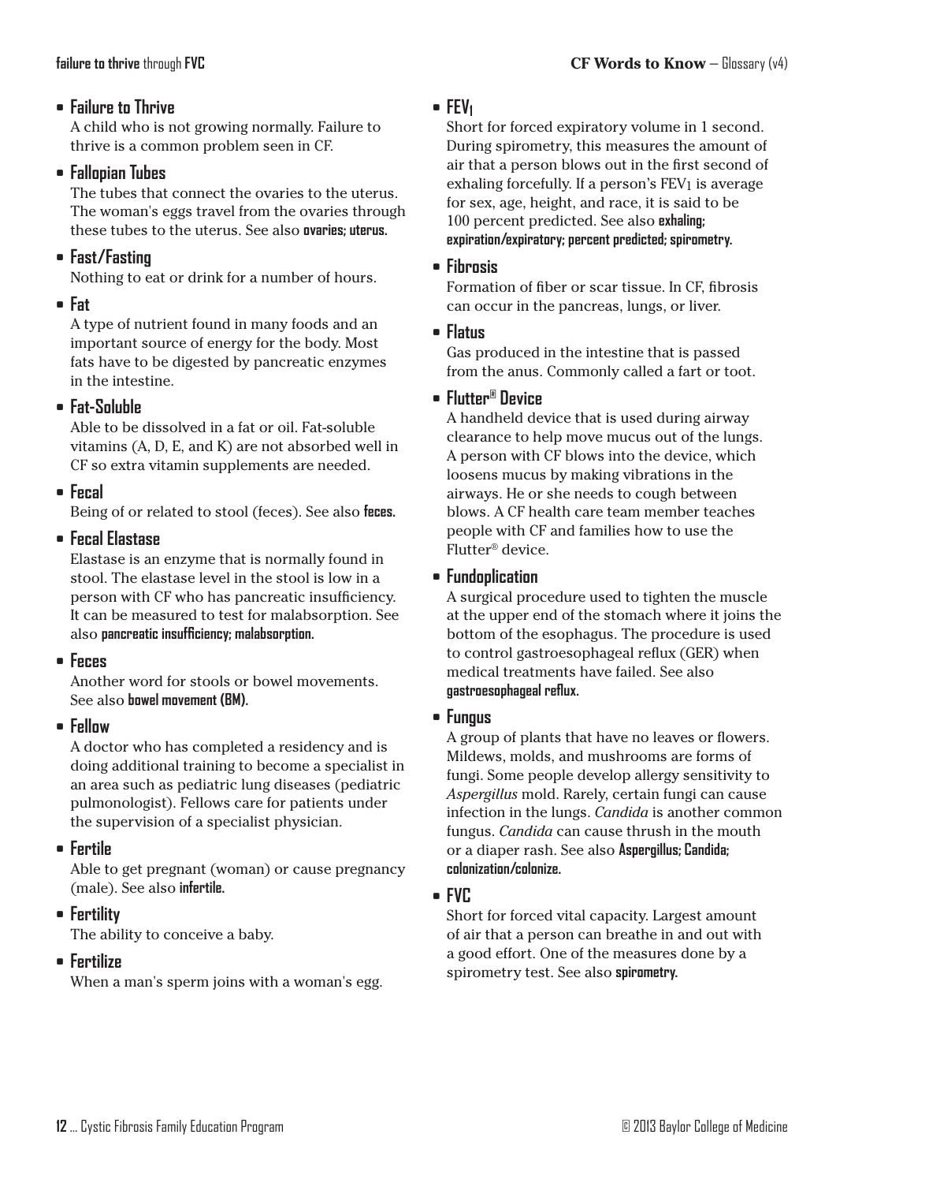- **Failure to Thrive**
  A child who is not growing normally. Failure to thrive is a common problem seen in CF.

- **Fallopian Tubes**
  The tubes that connect the ovaries to the uterus. The woman's eggs travel from the ovaries through these tubes to the uterus. See also **ovaries; uterus.**

- **Fast/Fasting**
  Nothing to eat or drink for a number of hours.

- **Fat**
  A type of nutrient found in many foods and an important source of energy for the body. Most fats have to be digested by pancreatic enzymes in the intestine.

- **Fat-Soluble**
  Able to be dissolved in a fat or oil. Fat-soluble vitamins (A, D, E, and K) are not absorbed well in CF so extra vitamin supplements are needed.

- **Fecal**
  Being of or related to stool (feces). See also **feces.**

- **Fecal Elastase**
  Elastase is an enzyme that is normally found in stool. The elastase level in the stool is low in a person with CF who has pancreatic insufficiency. It can be measured to test for malabsorption. See also **pancreatic insufficiency; malabsorption.**

- **Feces**
  Another word for stools or bowel movements. See also **bowel movement (BM).**

- **Fellow**
  A doctor who has completed a residency and is doing additional training to become a specialist in an area such as pediatric lung diseases (pediatric pulmonologist). Fellows care for patients under the supervision of a specialist physician.

- **Fertile**
  Able to get pregnant (woman) or cause pregnancy (male). See also **infertile.**

- **Fertility**
  The ability to conceive a baby.

- **Fertilize**
  When a man's sperm joins with a woman's egg.

- **$FEV_1$**
  Short for forced expiratory volume in 1 second. During spirometry, this measures the amount of air that a person blows out in the first second of exhaling forcefully. If a person's $FEV_1$ is average for sex, age, height, and race, it is said to be 100 percent predicted. See also **exhaling; expiration/expiratory; percent predicted; spirometry.**

- **Fibrosis**
  Formation of fiber or scar tissue. In CF, fibrosis can occur in the pancreas, lungs, or liver.

- **Flatus**
  Gas produced in the intestine that is passed from the anus. Commonly called a fart or toot.

- **Flutter® Device**
  A handheld device that is used during airway clearance to help move mucus out of the lungs. A person with CF blows into the device, which loosens mucus by making vibrations in the airways. He or she needs to cough between blows. A CF health care team member teaches people with CF and families how to use the Flutter® device.

- **Fundoplication**
  A surgical procedure used to tighten the muscle at the upper end of the stomach where it joins the bottom of the esophagus. The procedure is used to control gastroesophageal reflux (GER) when medical treatments have failed. See also **gastroesophageal reflux.**

- **Fungus**
  A group of plants that have no leaves or flowers. Mildews, molds, and mushrooms are forms of fungi. Some people develop allergy sensitivity to *Aspergillus* mold. Rarely, certain fungi can cause infection in the lungs. *Candida* is another common fungus. *Candida* can cause thrush in the mouth or a diaper rash. See also **Aspergillus; Candida; colonization/colonize.**

- **FVC**
  Short for forced vital capacity. Largest amount of air that a person can breathe in and out with a good effort. One of the measures done by a spirometry test. See also **spirometry.**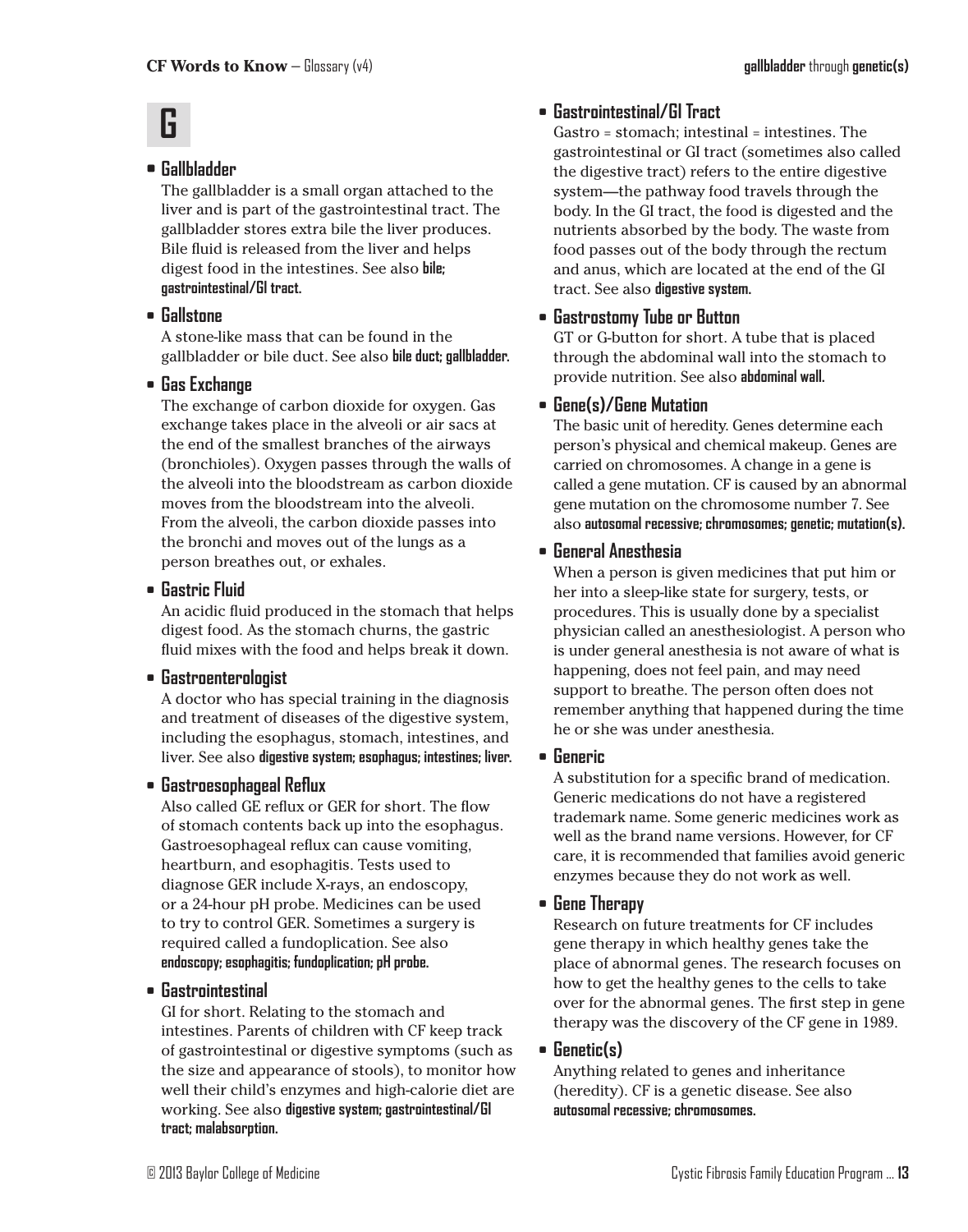# G

- **Gallbladder**
  The gallbladder is a small organ attached to the liver and is part of the gastrointestinal tract. The gallbladder stores extra bile the liver produces. Bile fluid is released from the liver and helps digest food in the intestines. See also **bile; gastrointestinal/GI tract.**

- **Gallstone**
  A stone-like mass that can be found in the gallbladder or bile duct. See also **bile duct; gallbladder.**

- **Gas Exchange**
  The exchange of carbon dioxide for oxygen. Gas exchange takes place in the alveoli or air sacs at the end of the smallest branches of the airways (bronchioles). Oxygen passes through the walls of the alveoli into the bloodstream as carbon dioxide moves from the bloodstream into the alveoli. From the alveoli, the carbon dioxide passes into the bronchi and moves out of the lungs as a person breathes out, or exhales.

- **Gastric Fluid**
  An acidic fluid produced in the stomach that helps digest food. As the stomach churns, the gastric fluid mixes with the food and helps break it down.

- **Gastroenterologist**
  A doctor who has special training in the diagnosis and treatment of diseases of the digestive system, including the esophagus, stomach, intestines, and liver. See also **digestive system; esophagus; intestines; liver.**

- **Gastroesophageal Reflux**
  Also called GE reflux or GER for short. The flow of stomach contents back up into the esophagus. Gastroesophageal reflux can cause vomiting, heartburn, and esophagitis. Tests used to diagnose GER include X-rays, an endoscopy, or a 24-hour pH probe. Medicines can be used to try to control GER. Sometimes a surgery is required called a fundoplication. See also **endoscopy; esophagitis; fundoplication; pH probe.**

- **Gastrointestinal**
  GI for short. Relating to the stomach and intestines. Parents of children with CF keep track of gastrointestinal or digestive symptoms (such as the size and appearance of stools), to monitor how well their child's enzymes and high-calorie diet are working. See also **digestive system; gastrointestinal/GI tract; malabsorption.**

- **Gastrointestinal/GI Tract**
  Gastro = stomach; intestinal = intestines. The gastrointestinal or GI tract (sometimes also called the digestive tract) refers to the entire digestive system—the pathway food travels through the body. In the GI tract, the food is digested and the nutrients absorbed by the body. The waste from food passes out of the body through the rectum and anus, which are located at the end of the GI tract. See also **digestive system.**

- **Gastrostomy Tube or Button**
  GT or G-button for short. A tube that is placed through the abdominal wall into the stomach to provide nutrition. See also **abdominal wall.**

- **Gene(s)/Gene Mutation**
  The basic unit of heredity. Genes determine each person's physical and chemical makeup. Genes are carried on chromosomes. A change in a gene is called a gene mutation. CF is caused by an abnormal gene mutation on the chromosome number 7. See also **autosomal recessive; chromosomes; genetic; mutation(s).**

- **General Anesthesia**
  When a person is given medicines that put him or her into a sleep-like state for surgery, tests, or procedures. This is usually done by a specialist physician called an anesthesiologist. A person who is under general anesthesia is not aware of what is happening, does not feel pain, and may need support to breathe. The person often does not remember anything that happened during the time he or she was under anesthesia.

- **Generic**
  A substitution for a specific brand of medication. Generic medications do not have a registered trademark name. Some generic medicines work as well as the brand name versions. However, for CF care, it is recommended that families avoid generic enzymes because they do not work as well.

- **Gene Therapy**
  Research on future treatments for CF includes gene therapy in which healthy genes take the place of abnormal genes. The research focuses on how to get the healthy genes to the cells to take over for the abnormal genes. The first step in gene therapy was the discovery of the CF gene in 1989.

- **Genetic(s)**
  Anything related to genes and inheritance (heredity). CF is a genetic disease. See also **autosomal recessive; chromosomes.**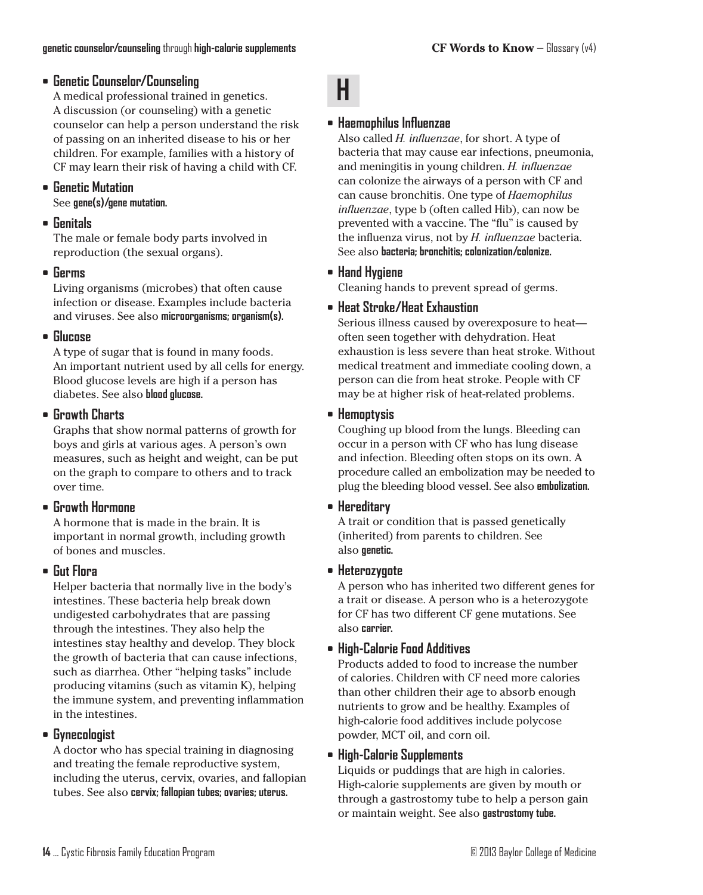- **Genetic Counselor/Counseling**
  A medical professional trained in genetics. A discussion (or counseling) with a genetic counselor can help a person understand the risk of passing on an inherited disease to his or her children. For example, families with a history of CF may learn their risk of having a child with CF.

- **Genetic Mutation**
  See **gene(s)/gene mutation.**

- **Genitals**
  The male or female body parts involved in reproduction (the sexual organs).

- **Germs**
  Living organisms (microbes) that often cause infection or disease. Examples include bacteria and viruses. See also **microorganisms; organism(s).**

- **Glucose**
  A type of sugar that is found in many foods. An important nutrient used by all cells for energy. Blood glucose levels are high if a person has diabetes. See also **blood glucose.**

- **Growth Charts**
  Graphs that show normal patterns of growth for boys and girls at various ages. A person's own measures, such as height and weight, can be put on the graph to compare to others and to track over time.

- **Growth Hormone**
  A hormone that is made in the brain. It is important in normal growth, including growth of bones and muscles.

- **Gut Flora**
  Helper bacteria that normally live in the body's intestines. These bacteria help break down undigested carbohydrates that are passing through the intestines. They also help the intestines stay healthy and develop. They block the growth of bacteria that can cause infections, such as diarrhea. Other "helping tasks" include producing vitamins (such as vitamin K), helping the immune system, and preventing inflammation in the intestines.

- **Gynecologist**
  A doctor who has special training in diagnosing and treating the female reproductive system, including the uterus, cervix, ovaries, and fallopian tubes. See also **cervix; fallopian tubes; ovaries; uterus.**

# H

- **Haemophilus Influenzae**
  Also called *H. influenzae*, for short. A type of bacteria that may cause ear infections, pneumonia, and meningitis in young children. *H. influenzae* can colonize the airways of a person with CF and can cause bronchitis. One type of *Haemophilus influenzae*, type b (often called Hib), can now be prevented with a vaccine. The "flu" is caused by the influenza virus, not by *H. influenzae* bacteria. See also **bacteria; bronchitis; colonization/colonize.**

- **Hand Hygiene**
  Cleaning hands to prevent spread of germs.

- **Heat Stroke/Heat Exhaustion**
  Serious illness caused by overexposure to heat—often seen together with dehydration. Heat exhaustion is less severe than heat stroke. Without medical treatment and immediate cooling down, a person can die from heat stroke. People with CF may be at higher risk of heat-related problems.

- **Hemoptysis**
  Coughing up blood from the lungs. Bleeding can occur in a person with CF who has lung disease and infection. Bleeding often stops on its own. A procedure called an embolization may be needed to plug the bleeding blood vessel. See also **embolization.**

- **Hereditary**
  A trait or condition that is passed genetically (inherited) from parents to children. See also **genetic.**

- **Heterozygote**
  A person who has inherited two different genes for a trait or disease. A person who is a heterozygote for CF has two different CF gene mutations. See also **carrier.**

- **High-Calorie Food Additives**
  Products added to food to increase the number of calories. Children with CF need more calories than other children their age to absorb enough nutrients to grow and be healthy. Examples of high-calorie food additives include polycose powder, MCT oil, and corn oil.

- **High-Calorie Supplements**
  Liquids or puddings that are high in calories. High-calorie supplements are given by mouth or through a gastrostomy tube to help a person gain or maintain weight. See also **gastrostomy tube.**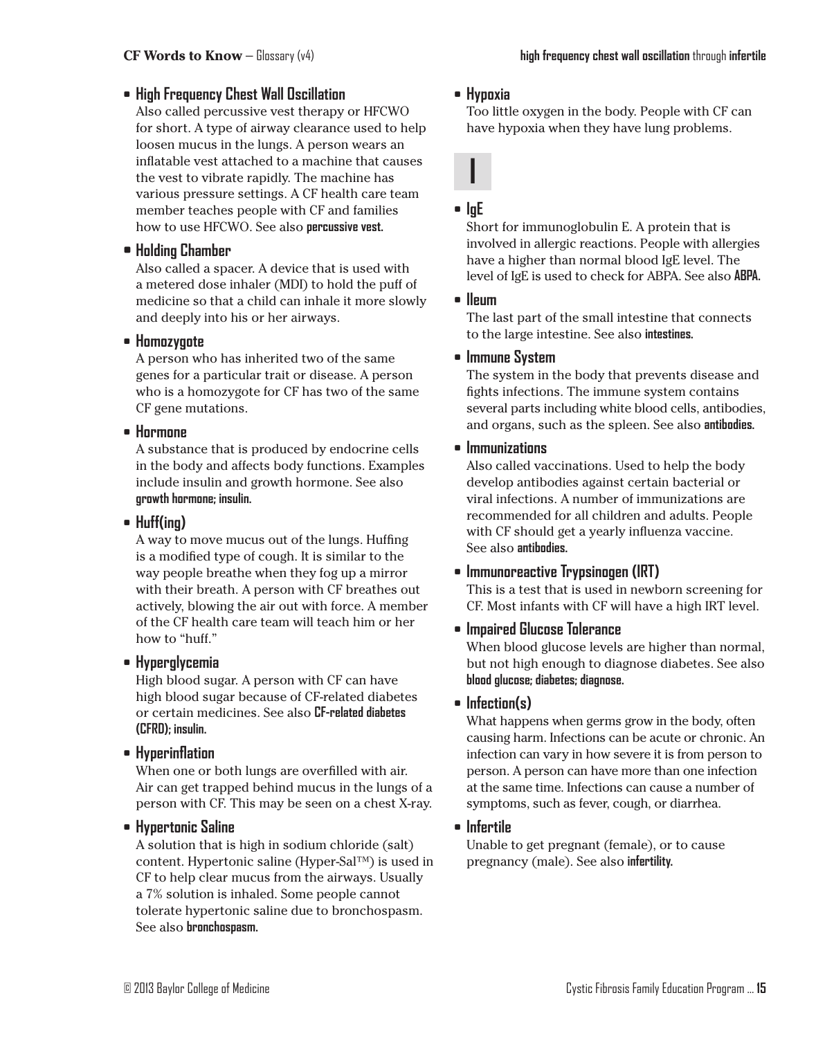- **High Frequency Chest Wall Oscillation**
  Also called percussive vest therapy or HFCWO for short. A type of airway clearance used to help loosen mucus in the lungs. A person wears an inflatable vest attached to a machine that causes the vest to vibrate rapidly. The machine has various pressure settings. A CF health care team member teaches people with CF and families how to use HFCWO. See also **percussive vest.**

- **Holding Chamber**
  Also called a spacer. A device that is used with a metered dose inhaler (MDI) to hold the puff of medicine so that a child can inhale it more slowly and deeply into his or her airways.

- **Homozygote**
  A person who has inherited two of the same genes for a particular trait or disease. A person who is a homozygote for CF has two of the same CF gene mutations.

- **Hormone**
  A substance that is produced by endocrine cells in the body and affects body functions. Examples include insulin and growth hormone. See also **growth hormone; insulin.**

- **Huff(ing)**
  A way to move mucus out of the lungs. Huffing is a modified type of cough. It is similar to the way people breathe when they fog up a mirror with their breath. A person with CF breathes out actively, blowing the air out with force. A member of the CF health care team will teach him or her how to "huff."

- **Hyperglycemia**
  High blood sugar. A person with CF can have high blood sugar because of CF-related diabetes or certain medicines. See also **CF-related diabetes (CFRD); insulin.**

- **Hyperinflation**
  When one or both lungs are overfilled with air. Air can get trapped behind mucus in the lungs of a person with CF. This may be seen on a chest X-ray.

- **Hypertonic Saline**
  A solution that is high in sodium chloride (salt) content. Hypertonic saline (Hyper-Sal™) is used in CF to help clear mucus from the airways. Usually a 7% solution is inhaled. Some people cannot tolerate hypertonic saline due to bronchospasm. See also **bronchospasm.**

- **Hypoxia**
  Too little oxygen in the body. People with CF can have hypoxia when they have lung problems.

## I

- **IgE**
  Short for immunoglobulin E. A protein that is involved in allergic reactions. People with allergies have a higher than normal blood IgE level. The level of IgE is used to check for ABPA. See also **ABPA.**

- **Ileum**
  The last part of the small intestine that connects to the large intestine. See also **intestines.**

- **Immune System**
  The system in the body that prevents disease and fights infections. The immune system contains several parts including white blood cells, antibodies, and organs, such as the spleen. See also **antibodies.**

- **Immunizations**
  Also called vaccinations. Used to help the body develop antibodies against certain bacterial or viral infections. A number of immunizations are recommended for all children and adults. People with CF should get a yearly influenza vaccine. See also **antibodies.**

- **Immunoreactive Trypsinogen (IRT)**
  This is a test that is used in newborn screening for CF. Most infants with CF will have a high IRT level.

- **Impaired Glucose Tolerance**
  When blood glucose levels are higher than normal, but not high enough to diagnose diabetes. See also **blood glucose; diabetes; diagnose.**

- **Infection(s)**
  What happens when germs grow in the body, often causing harm. Infections can be acute or chronic. An infection can vary in how severe it is from person to person. A person can have more than one infection at the same time. Infections can cause a number of symptoms, such as fever, cough, or diarrhea.

- **Infertile**
  Unable to get pregnant (female), or to cause pregnancy (male). See also **infertility.**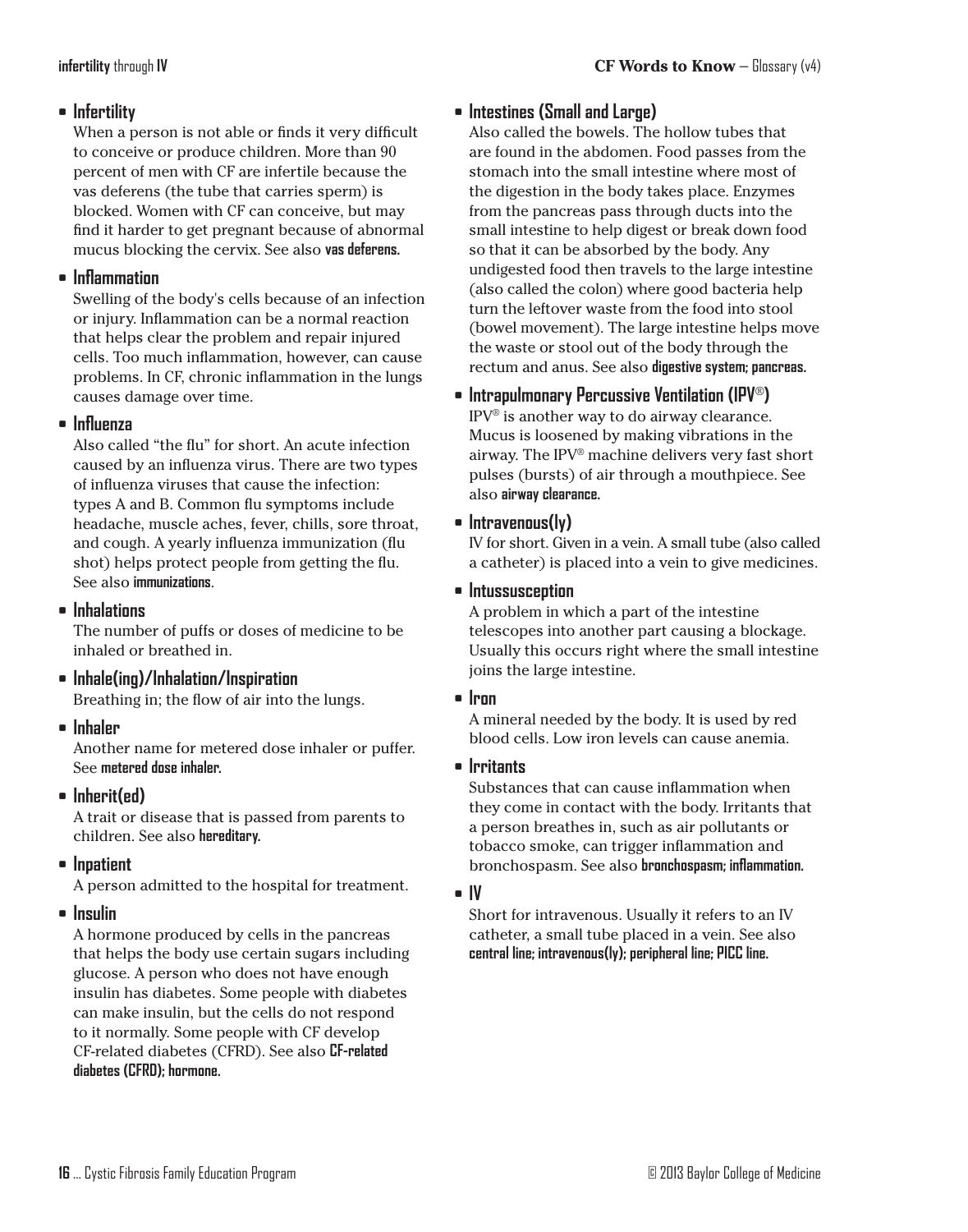- **Infertility**
  When a person is not able or finds it very difficult to conceive or produce children. More than 90 percent of men with CF are infertile because the vas deferens (the tube that carries sperm) is blocked. Women with CF can conceive, but may find it harder to get pregnant because of abnormal mucus blocking the cervix. See also **vas deferens.**

- **Inflammation**
  Swelling of the body's cells because of an infection or injury. Inflammation can be a normal reaction that helps clear the problem and repair injured cells. Too much inflammation, however, can cause problems. In CF, chronic inflammation in the lungs causes damage over time.

- **Influenza**
  Also called "the flu" for short. An acute infection caused by an influenza virus. There are two types of influenza viruses that cause the infection: types A and B. Common flu symptoms include headache, muscle aches, fever, chills, sore throat, and cough. A yearly influenza immunization (flu shot) helps protect people from getting the flu. See also **immunizations**.

- **Inhalations**
  The number of puffs or doses of medicine to be inhaled or breathed in.

- **Inhale(ing)/Inhalation/Inspiration**
  Breathing in; the flow of air into the lungs.

- **Inhaler**
  Another name for metered dose inhaler or puffer. See **metered dose inhaler.**

- **Inherit(ed)**
  A trait or disease that is passed from parents to children. See also **hereditary.**

- **Inpatient**
  A person admitted to the hospital for treatment.

- **Insulin**
  A hormone produced by cells in the pancreas that helps the body use certain sugars including glucose. A person who does not have enough insulin has diabetes. Some people with diabetes can make insulin, but the cells do not respond to it normally. Some people with CF develop CF-related diabetes (CFRD). See also **CF-related diabetes (CFRD); hormone.**

- **Intestines (Small and Large)**
  Also called the bowels. The hollow tubes that are found in the abdomen. Food passes from the stomach into the small intestine where most of the digestion in the body takes place. Enzymes from the pancreas pass through ducts into the small intestine to help digest or break down food so that it can be absorbed by the body. Any undigested food then travels to the large intestine (also called the colon) where good bacteria help turn the leftover waste from the food into stool (bowel movement). The large intestine helps move the waste or stool out of the body through the rectum and anus. See also **digestive system; pancreas.**

- **Intrapulmonary Percussive Ventilation (IPV®)**
  IPV® is another way to do airway clearance. Mucus is loosened by making vibrations in the airway. The IPV® machine delivers very fast short pulses (bursts) of air through a mouthpiece. See also **airway clearance.**

- **Intravenous(ly)**
  IV for short. Given in a vein. A small tube (also called a catheter) is placed into a vein to give medicines.

- **Intussusception**
  A problem in which a part of the intestine telescopes into another part causing a blockage. Usually this occurs right where the small intestine joins the large intestine.

- **Iron**
  A mineral needed by the body. It is used by red blood cells. Low iron levels can cause anemia.

- **Irritants**
  Substances that can cause inflammation when they come in contact with the body. Irritants that a person breathes in, such as air pollutants or tobacco smoke, can trigger inflammation and bronchospasm. See also **bronchospasm; inflammation.**

- **IV**
  Short for intravenous. Usually it refers to an IV catheter, a small tube placed in a vein. See also **central line; intravenous(ly); peripheral line; PICC line.**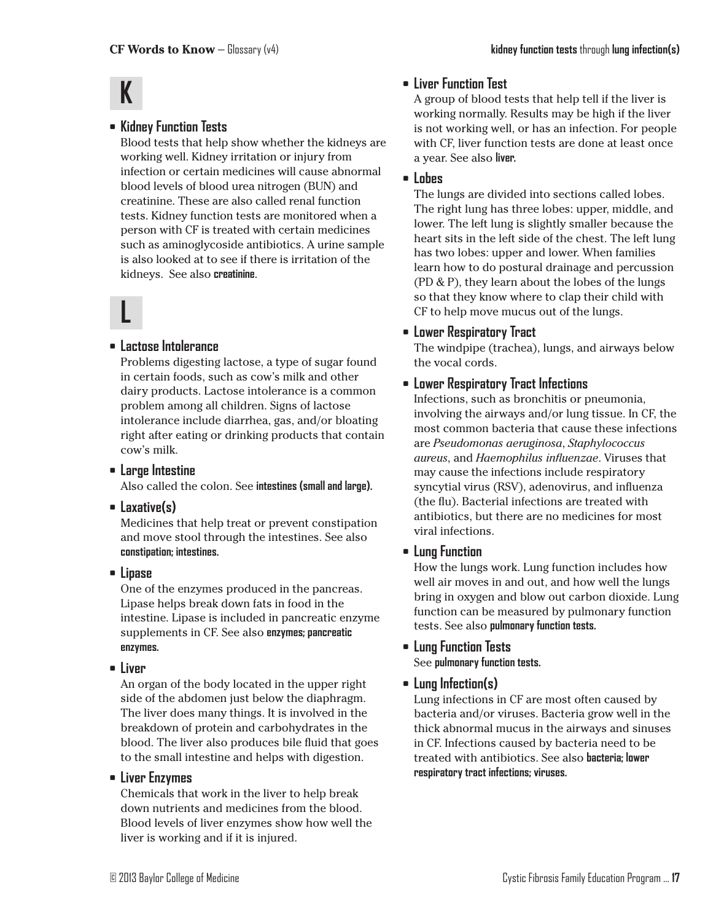# K

- **Kidney Function Tests**
  Blood tests that help show whether the kidneys are working well. Kidney irritation or injury from infection or certain medicines will cause abnormal blood levels of blood urea nitrogen (BUN) and creatinine. These are also called renal function tests. Kidney function tests are monitored when a person with CF is treated with certain medicines such as aminoglycoside antibiotics. A urine sample is also looked at to see if there is irritation of the kidneys. See also **creatinine.**

# L

- **Lactose Intolerance**
  Problems digesting lactose, a type of sugar found in certain foods, such as cow's milk and other dairy products. Lactose intolerance is a common problem among all children. Signs of lactose intolerance include diarrhea, gas, and/or bloating right after eating or drinking products that contain cow's milk.

- **Large Intestine**
  Also called the colon. See **intestines (small and large).**

- **Laxative(s)**
  Medicines that help treat or prevent constipation and move stool through the intestines. See also **constipation; intestines.**

- **Lipase**
  One of the enzymes produced in the pancreas. Lipase helps break down fats in food in the intestine. Lipase is included in pancreatic enzyme supplements in CF. See also **enzymes; pancreatic enzymes.**

- **Liver**
  An organ of the body located in the upper right side of the abdomen just below the diaphragm. The liver does many things. It is involved in the breakdown of protein and carbohydrates in the blood. The liver also produces bile fluid that goes to the small intestine and helps with digestion.

- **Liver Enzymes**
  Chemicals that work in the liver to help break down nutrients and medicines from the blood. Blood levels of liver enzymes show how well the liver is working and if it is injured.

- **Liver Function Test**
  A group of blood tests that help tell if the liver is working normally. Results may be high if the liver is not working well, or has an infection. For people with CF, liver function tests are done at least once a year. See also **liver.**

- **Lobes**
  The lungs are divided into sections called lobes. The right lung has three lobes: upper, middle, and lower. The left lung is slightly smaller because the heart sits in the left side of the chest. The left lung has two lobes: upper and lower. When families learn how to do postural drainage and percussion (PD & P), they learn about the lobes of the lungs so that they know where to clap their child with CF to help move mucus out of the lungs.

- **Lower Respiratory Tract**
  The windpipe (trachea), lungs, and airways below the vocal cords.

- **Lower Respiratory Tract Infections**
  Infections, such as bronchitis or pneumonia, involving the airways and/or lung tissue. In CF, the most common bacteria that cause these infections are *Pseudomonas aeruginosa*, *Staphylococcus aureus*, and *Haemophilus influenzae*. Viruses that may cause the infections include respiratory syncytial virus (RSV), adenovirus, and influenza (the flu). Bacterial infections are treated with antibiotics, but there are no medicines for most viral infections.

- **Lung Function**
  How the lungs work. Lung function includes how well air moves in and out, and how well the lungs bring in oxygen and blow out carbon dioxide. Lung function can be measured by pulmonary function tests. See also **pulmonary function tests.**

- **Lung Function Tests**
  See **pulmonary function tests.**

- **Lung Infection(s)**
  Lung infections in CF are most often caused by bacteria and/or viruses. Bacteria grow well in the thick abnormal mucus in the airways and sinuses in CF. Infections caused by bacteria need to be treated with antibiotics. See also **bacteria; lower respiratory tract infections; viruses.**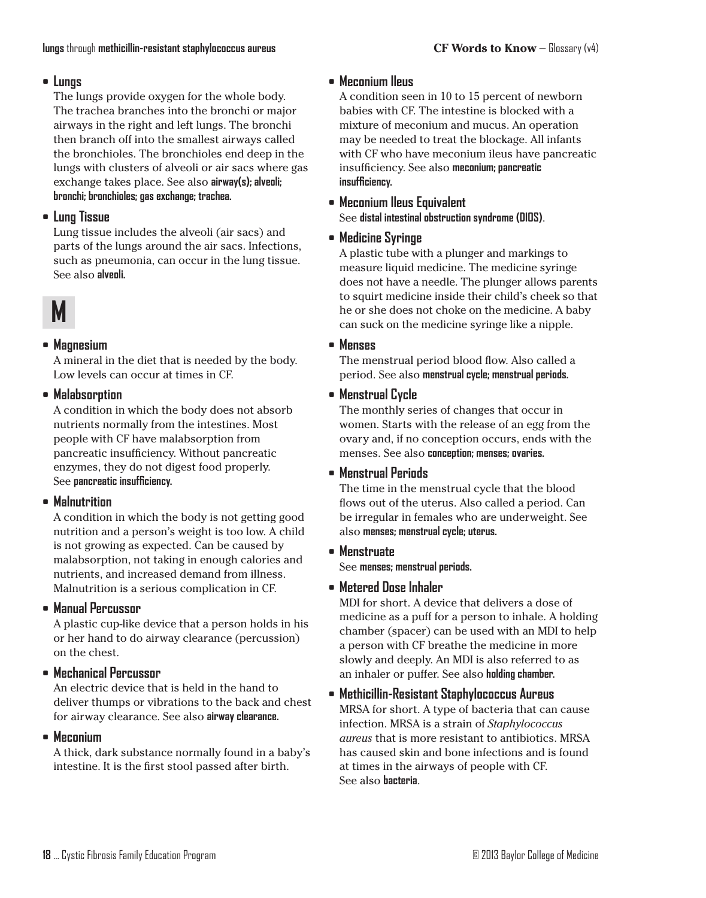- **Lungs**
  The lungs provide oxygen for the whole body. The trachea branches into the bronchi or major airways in the right and left lungs. The bronchi then branch off into the smallest airways called the bronchioles. The bronchioles end deep in the lungs with clusters of alveoli or air sacs where gas exchange takes place. See also **airway(s); alveoli; bronchi; bronchioles; gas exchange; trachea.**

- **Lung Tissue**
  Lung tissue includes the alveoli (air sacs) and parts of the lungs around the air sacs. Infections, such as pneumonia, can occur in the lung tissue. See also **alveoli.**

# M

- **Magnesium**
  A mineral in the diet that is needed by the body. Low levels can occur at times in CF.

- **Malabsorption**
  A condition in which the body does not absorb nutrients normally from the intestines. Most people with CF have malabsorption from pancreatic insufficiency. Without pancreatic enzymes, they do not digest food properly. See **pancreatic insufficiency.**

- **Malnutrition**
  A condition in which the body is not getting good nutrition and a person's weight is too low. A child is not growing as expected. Can be caused by malabsorption, not taking in enough calories and nutrients, and increased demand from illness. Malnutrition is a serious complication in CF.

- **Manual Percussor**
  A plastic cup-like device that a person holds in his or her hand to do airway clearance (percussion) on the chest.

- **Mechanical Percussor**
  An electric device that is held in the hand to deliver thumps or vibrations to the back and chest for airway clearance. See also **airway clearance.**

- **Meconium**
  A thick, dark substance normally found in a baby's intestine. It is the first stool passed after birth.

- **Meconium Ileus**
  A condition seen in 10 to 15 percent of newborn babies with CF. The intestine is blocked with a mixture of meconium and mucus. An operation may be needed to treat the blockage. All infants with CF who have meconium ileus have pancreatic insufficiency. See also **meconium; pancreatic insufficiency.**

- **Meconium Ileus Equivalent**
  See **distal intestinal obstruction syndrome (DIOS)**.

- **Medicine Syringe**
  A plastic tube with a plunger and markings to measure liquid medicine. The medicine syringe does not have a needle. The plunger allows parents to squirt medicine inside their child's cheek so that he or she does not choke on the medicine. A baby can suck on the medicine syringe like a nipple.

- **Menses**
  The menstrual period blood flow. Also called a period. See also **menstrual cycle; menstrual periods.**

- **Menstrual Cycle**
  The monthly series of changes that occur in women. Starts with the release of an egg from the ovary and, if no conception occurs, ends with the menses. See also **conception; menses; ovaries.**

- **Menstrual Periods**
  The time in the menstrual cycle that the blood flows out of the uterus. Also called a period. Can be irregular in females who are underweight. See also **menses; menstrual cycle; uterus.**

- **Menstruate**
  See **menses; menstrual periods.**

- **Metered Dose Inhaler**
  MDI for short. A device that delivers a dose of medicine as a puff for a person to inhale. A holding chamber (spacer) can be used with an MDI to help a person with CF breathe the medicine in more slowly and deeply. An MDI is also referred to as an inhaler or puffer. See also **holding chamber.**

- **Methicillin-Resistant Staphylococcus Aureus**
  MRSA for short. A type of bacteria that can cause infection. MRSA is a strain of *Staphylococcus aureus* that is more resistant to antibiotics. MRSA has caused skin and bone infections and is found at times in the airways of people with CF. See also **bacteria**.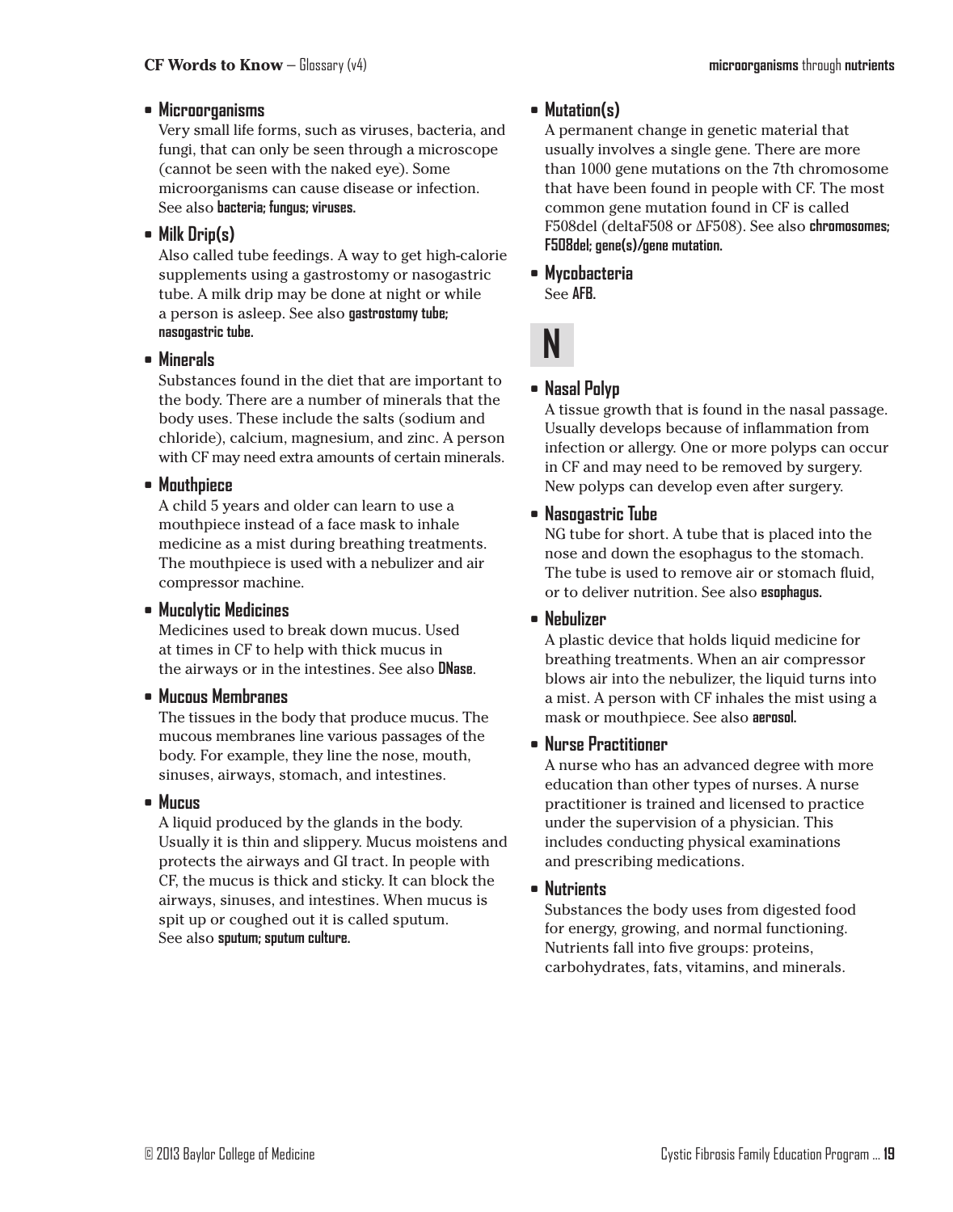- **Microorganisms**
  Very small life forms, such as viruses, bacteria, and fungi, that can only be seen through a microscope (cannot be seen with the naked eye). Some microorganisms can cause disease or infection. See also **bacteria; fungus; viruses.**

- **Milk Drip(s)**
  Also called tube feedings. A way to get high-calorie supplements using a gastrostomy or nasogastric tube. A milk drip may be done at night or while a person is asleep. See also **gastrostomy tube; nasogastric tube.**

- **Minerals**
  Substances found in the diet that are important to the body. There are a number of minerals that the body uses. These include the salts (sodium and chloride), calcium, magnesium, and zinc. A person with CF may need extra amounts of certain minerals.

- **Mouthpiece**
  A child 5 years and older can learn to use a mouthpiece instead of a face mask to inhale medicine as a mist during breathing treatments. The mouthpiece is used with a nebulizer and air compressor machine.

- **Mucolytic Medicines**
  Medicines used to break down mucus. Used at times in CF to help with thick mucus in the airways or in the intestines. See also **DNase**.

- **Mucous Membranes**
  The tissues in the body that produce mucus. The mucous membranes line various passages of the body. For example, they line the nose, mouth, sinuses, airways, stomach, and intestines.

- **Mucus**
  A liquid produced by the glands in the body. Usually it is thin and slippery. Mucus moistens and protects the airways and GI tract. In people with CF, the mucus is thick and sticky. It can block the airways, sinuses, and intestines. When mucus is spit up or coughed out it is called sputum. See also **sputum; sputum culture.**

- **Mutation(s)**
  A permanent change in genetic material that usually involves a single gene. There are more than 1000 gene mutations on the 7th chromosome that have been found in people with CF. The most common gene mutation found in CF is called F508del (deltaF508 or ΔF508). See also **chromosomes; F508del; gene(s)/gene mutation.**

- **Mycobacteria**
  See **AFB.**

## N

- **Nasal Polyp**
  A tissue growth that is found in the nasal passage. Usually develops because of inflammation from infection or allergy. One or more polyps can occur in CF and may need to be removed by surgery. New polyps can develop even after surgery.

- **Nasogastric Tube**
  NG tube for short. A tube that is placed into the nose and down the esophagus to the stomach. The tube is used to remove air or stomach fluid, or to deliver nutrition. See also **esophagus.**

- **Nebulizer**
  A plastic device that holds liquid medicine for breathing treatments. When an air compressor blows air into the nebulizer, the liquid turns into a mist. A person with CF inhales the mist using a mask or mouthpiece. See also **aerosol.**

- **Nurse Practitioner**
  A nurse who has an advanced degree with more education than other types of nurses. A nurse practitioner is trained and licensed to practice under the supervision of a physician. This includes conducting physical examinations and prescribing medications.

- **Nutrients**
  Substances the body uses from digested food for energy, growing, and normal functioning. Nutrients fall into five groups: proteins, carbohydrates, fats, vitamins, and minerals.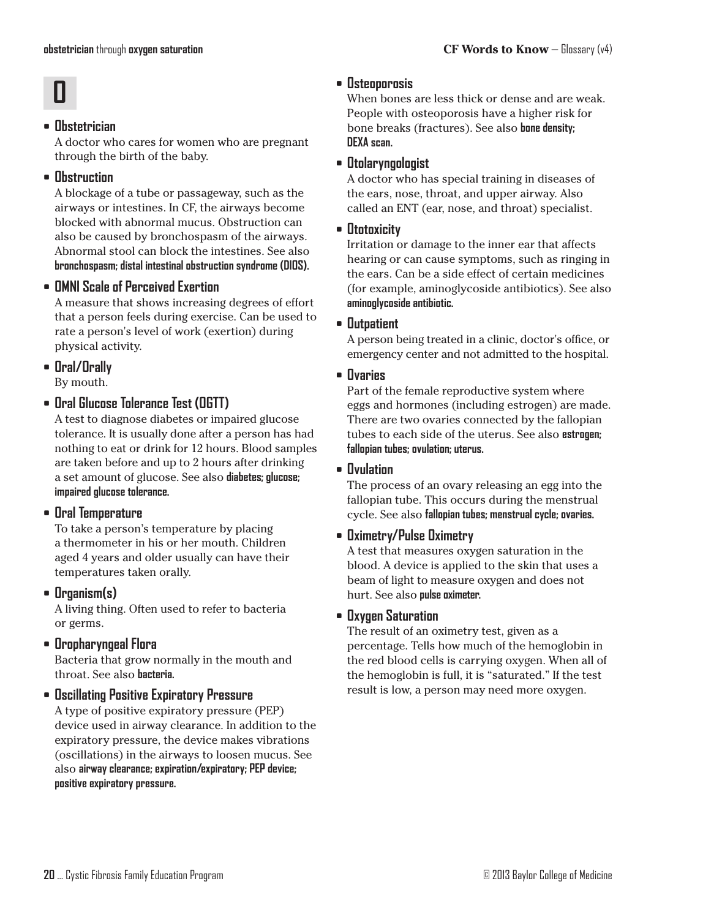# O

- **Obstetrician**
  A doctor who cares for women who are pregnant through the birth of the baby.

- **Obstruction**
  A blockage of a tube or passageway, such as the airways or intestines. In CF, the airways become blocked with abnormal mucus. Obstruction can also be caused by bronchospasm of the airways. Abnormal stool can block the intestines. See also **bronchospasm; distal intestinal obstruction syndrome (DIOS).**

- **OMNI Scale of Perceived Exertion**
  A measure that shows increasing degrees of effort that a person feels during exercise. Can be used to rate a person's level of work (exertion) during physical activity.

- **Oral/Orally**
  By mouth.

- **Oral Glucose Tolerance Test (OGTT)**
  A test to diagnose diabetes or impaired glucose tolerance. It is usually done after a person has had nothing to eat or drink for 12 hours. Blood samples are taken before and up to 2 hours after drinking a set amount of glucose. See also **diabetes; glucose; impaired glucose tolerance.**

- **Oral Temperature**
  To take a person's temperature by placing a thermometer in his or her mouth. Children aged 4 years and older usually can have their temperatures taken orally.

- **Organism(s)**
  A living thing. Often used to refer to bacteria or germs.

- **Oropharyngeal Flora**
  Bacteria that grow normally in the mouth and throat. See also **bacteria.**

- **Oscillating Positive Expiratory Pressure**
  A type of positive expiratory pressure (PEP) device used in airway clearance. In addition to the expiratory pressure, the device makes vibrations (oscillations) in the airways to loosen mucus. See also **airway clearance; expiration/expiratory; PEP device; positive expiratory pressure.**

- **Osteoporosis**
  When bones are less thick or dense and are weak. People with osteoporosis have a higher risk for bone breaks (fractures). See also **bone density; DEXA scan.**

- **Otolaryngologist**
  A doctor who has special training in diseases of the ears, nose, throat, and upper airway. Also called an ENT (ear, nose, and throat) specialist.

- **Ototoxicity**
  Irritation or damage to the inner ear that affects hearing or can cause symptoms, such as ringing in the ears. Can be a side effect of certain medicines (for example, aminoglycoside antibiotics). See also **aminoglycoside antibiotic.**

- **Outpatient**
  A person being treated in a clinic, doctor's office, or emergency center and not admitted to the hospital.

- **Ovaries**
  Part of the female reproductive system where eggs and hormones (including estrogen) are made. There are two ovaries connected by the fallopian tubes to each side of the uterus. See also **estrogen; fallopian tubes; ovulation; uterus.**

- **Ovulation**
  The process of an ovary releasing an egg into the fallopian tube. This occurs during the menstrual cycle. See also **fallopian tubes; menstrual cycle; ovaries.**

- **Oximetry/Pulse Oximetry**
  A test that measures oxygen saturation in the blood. A device is applied to the skin that uses a beam of light to measure oxygen and does not hurt. See also **pulse oximeter.**

- **Oxygen Saturation**
  The result of an oximetry test, given as a percentage. Tells how much of the hemoglobin in the red blood cells is carrying oxygen. When all of the hemoglobin is full, it is "saturated." If the test result is low, a person may need more oxygen.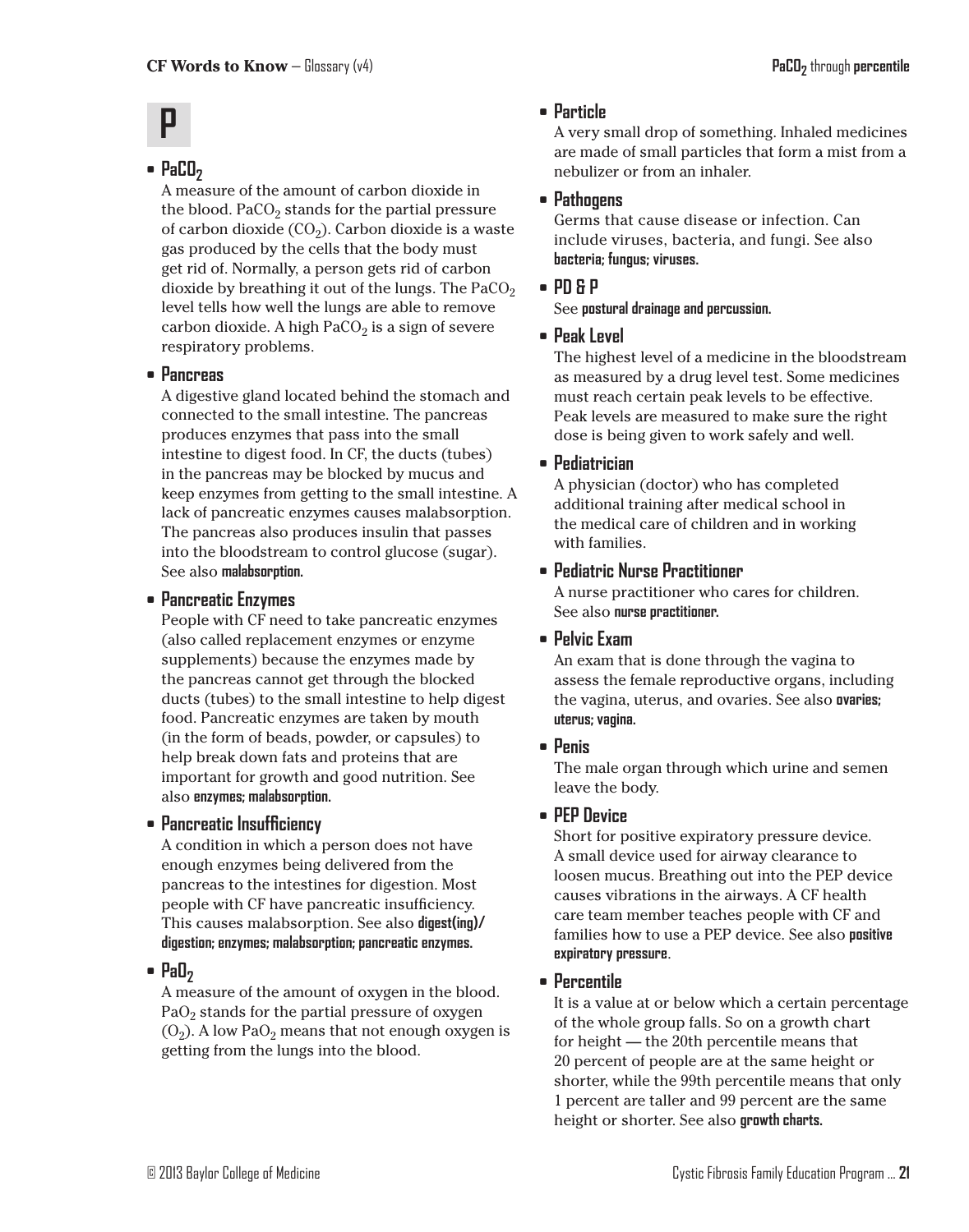# P

- **$PaCO_2$**
  A measure of the amount of carbon dioxide in the blood. $PaCO_2$ stands for the partial pressure of carbon dioxide ($CO_2$). Carbon dioxide is a waste gas produced by the cells that the body must get rid of. Normally, a person gets rid of carbon dioxide by breathing it out of the lungs. The $PaCO_2$ level tells how well the lungs are able to remove carbon dioxide. A high $PaCO_2$ is a sign of severe respiratory problems.

- **Pancreas**
  A digestive gland located behind the stomach and connected to the small intestine. The pancreas produces enzymes that pass into the small intestine to digest food. In CF, the ducts (tubes) in the pancreas may be blocked by mucus and keep enzymes from getting to the small intestine. A lack of pancreatic enzymes causes malabsorption. The pancreas also produces insulin that passes into the bloodstream to control glucose (sugar). See also **malabsorption.**

- **Pancreatic Enzymes**
  People with CF need to take pancreatic enzymes (also called replacement enzymes or enzyme supplements) because the enzymes made by the pancreas cannot get through the blocked ducts (tubes) to the small intestine to help digest food. Pancreatic enzymes are taken by mouth (in the form of beads, powder, or capsules) to help break down fats and proteins that are important for growth and good nutrition. See also **enzymes; malabsorption.**

- **Pancreatic Insufficiency**
  A condition in which a person does not have enough enzymes being delivered from the pancreas to the intestines for digestion. Most people with CF have pancreatic insufficiency. This causes malabsorption. See also **digest(ing)/digestion; enzymes; malabsorption; pancreatic enzymes.**

- **$PaO_2$**
  A measure of the amount of oxygen in the blood. $PaO_2$ stands for the partial pressure of oxygen ($O_2$). A low $PaO_2$ means that not enough oxygen is getting from the lungs into the blood.

- **Particle**
  A very small drop of something. Inhaled medicines are made of small particles that form a mist from a nebulizer or from an inhaler.

- **Pathogens**
  Germs that cause disease or infection. Can include viruses, bacteria, and fungi. See also **bacteria; fungus; viruses.**

- **PD & P**
  See **postural drainage and percussion.**

- **Peak Level**
  The highest level of a medicine in the bloodstream as measured by a drug level test. Some medicines must reach certain peak levels to be effective. Peak levels are measured to make sure the right dose is being given to work safely and well.

- **Pediatrician**
  A physician (doctor) who has completed additional training after medical school in the medical care of children and in working with families.

- **Pediatric Nurse Practitioner**
  A nurse practitioner who cares for children. See also **nurse practitioner.**

- **Pelvic Exam**
  An exam that is done through the vagina to assess the female reproductive organs, including the vagina, uterus, and ovaries. See also **ovaries; uterus; vagina.**

- **Penis**
  The male organ through which urine and semen leave the body.

- **PEP Device**
  Short for positive expiratory pressure device. A small device used for airway clearance to loosen mucus. Breathing out into the PEP device causes vibrations in the airways. A CF health care team member teaches people with CF and families how to use a PEP device. See also **positive expiratory pressure**.

- **Percentile**
  It is a value at or below which a certain percentage of the whole group falls. So on a growth chart for height — the 20th percentile means that 20 percent of people are at the same height or shorter, while the 99th percentile means that only 1 percent are taller and 99 percent are the same height or shorter. See also **growth charts.**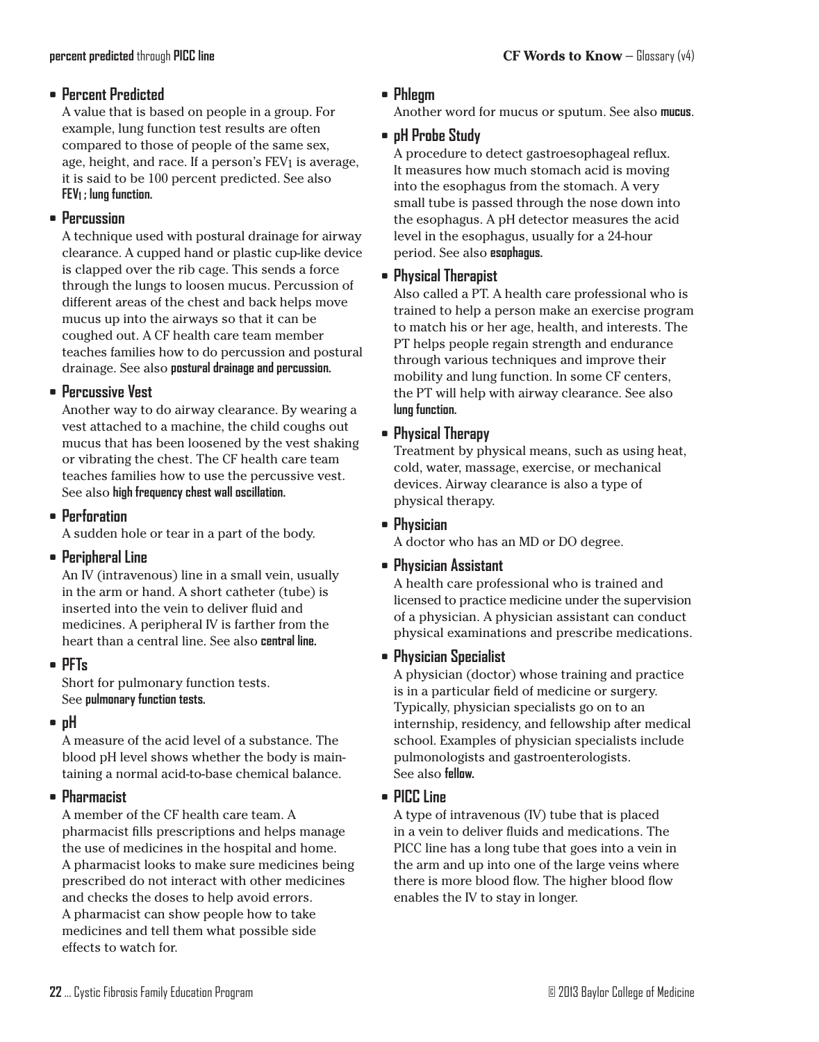- **Percent Predicted**
  A value that is based on people in a group. For example, lung function test results are often compared to those of people of the same sex, age, height, and race. If a person's $FEV_1$ is average, it is said to be 100 percent predicted. See also **$FEV_1$ ; lung function.**

- **Percussion**
  A technique used with postural drainage for airway clearance. A cupped hand or plastic cup-like device is clapped over the rib cage. This sends a force through the lungs to loosen mucus. Percussion of different areas of the chest and back helps move mucus up into the airways so that it can be coughed out. A CF health care team member teaches families how to do percussion and postural drainage. See also **postural drainage and percussion.**

- **Percussive Vest**
  Another way to do airway clearance. By wearing a vest attached to a machine, the child coughs out mucus that has been loosened by the vest shaking or vibrating the chest. The CF health care team teaches families how to use the percussive vest. See also **high frequency chest wall oscillation.**

- **Perforation**
  A sudden hole or tear in a part of the body.

- **Peripheral Line**
  An IV (intravenous) line in a small vein, usually in the arm or hand. A short catheter (tube) is inserted into the vein to deliver fluid and medicines. A peripheral IV is farther from the heart than a central line. See also **central line.**

- **PFTs**
  Short for pulmonary function tests. See **pulmonary function tests.**

- **pH**
  A measure of the acid level of a substance. The blood pH level shows whether the body is maintaining a normal acid-to-base chemical balance.

- **Pharmacist**
  A member of the CF health care team. A pharmacist fills prescriptions and helps manage the use of medicines in the hospital and home. A pharmacist looks to make sure medicines being prescribed do not interact with other medicines and checks the doses to help avoid errors. A pharmacist can show people how to take medicines and tell them what possible side effects to watch for.

- **Phlegm**
  Another word for mucus or sputum. See also **mucus**.

- **pH Probe Study**
  A procedure to detect gastroesophageal reflux. It measures how much stomach acid is moving into the esophagus from the stomach. A very small tube is passed through the nose down into the esophagus. A pH detector measures the acid level in the esophagus, usually for a 24-hour period. See also **esophagus.**

- **Physical Therapist**
  Also called a PT. A health care professional who is trained to help a person make an exercise program to match his or her age, health, and interests. The PT helps people regain strength and endurance through various techniques and improve their mobility and lung function. In some CF centers, the PT will help with airway clearance. See also **lung function.**

- **Physical Therapy**
  Treatment by physical means, such as using heat, cold, water, massage, exercise, or mechanical devices. Airway clearance is also a type of physical therapy.

- **Physician**
  A doctor who has an MD or DO degree.

- **Physician Assistant**
  A health care professional who is trained and licensed to practice medicine under the supervision of a physician. A physician assistant can conduct physical examinations and prescribe medications.

- **Physician Specialist**
  A physician (doctor) whose training and practice is in a particular field of medicine or surgery. Typically, physician specialists go on to an internship, residency, and fellowship after medical school. Examples of physician specialists include pulmonologists and gastroenterologists. See also **fellow.**

- **PICC Line**
  A type of intravenous (IV) tube that is placed in a vein to deliver fluids and medications. The PICC line has a long tube that goes into a vein in the arm and up into one of the large veins where there is more blood flow. The higher blood flow enables the IV to stay in longer.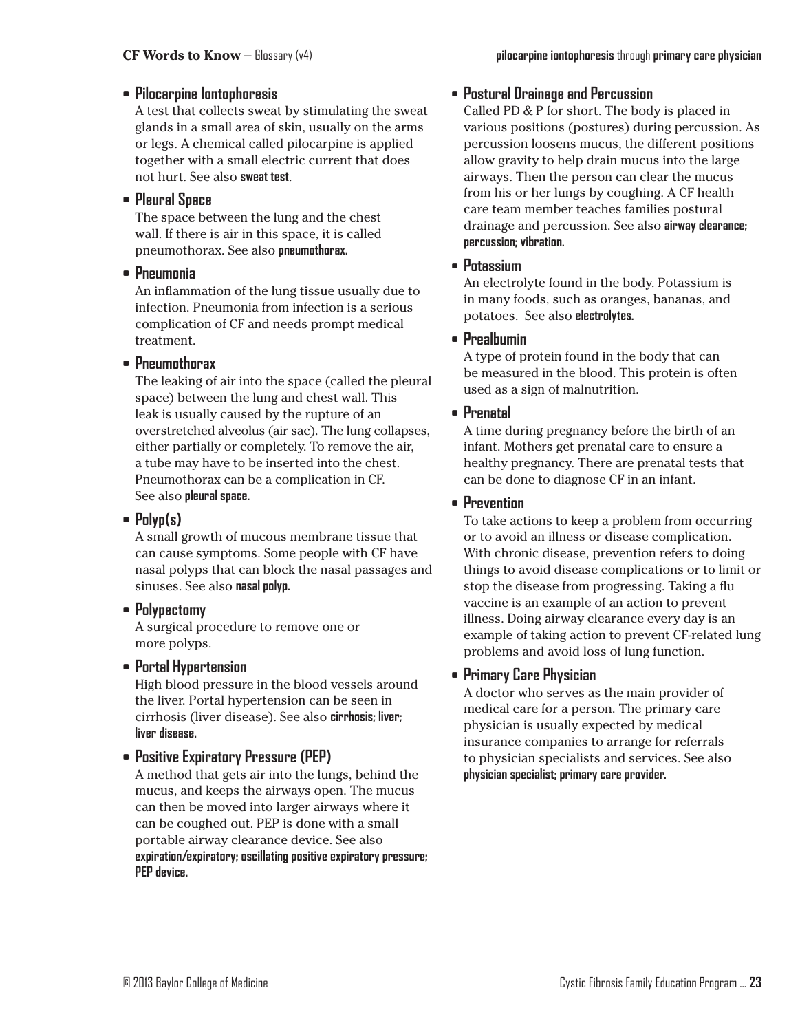- **Pilocarpine Iontophoresis**
  A test that collects sweat by stimulating the sweat glands in a small area of skin, usually on the arms or legs. A chemical called pilocarpine is applied together with a small electric current that does not hurt. See also **sweat test**.

- **Pleural Space**
  The space between the lung and the chest wall. If there is air in this space, it is called pneumothorax. See also **pneumothorax.**

- **Pneumonia**
  An inflammation of the lung tissue usually due to infection. Pneumonia from infection is a serious complication of CF and needs prompt medical treatment.

- **Pneumothorax**
  The leaking of air into the space (called the pleural space) between the lung and chest wall. This leak is usually caused by the rupture of an overstretched alveolus (air sac). The lung collapses, either partially or completely. To remove the air, a tube may have to be inserted into the chest. Pneumothorax can be a complication in CF. See also **pleural space.**

- **Polyp(s)**
  A small growth of mucous membrane tissue that can cause symptoms. Some people with CF have nasal polyps that can block the nasal passages and sinuses. See also **nasal polyp.**

- **Polypectomy**
  A surgical procedure to remove one or more polyps.

- **Portal Hypertension**
  High blood pressure in the blood vessels around the liver. Portal hypertension can be seen in cirrhosis (liver disease). See also **cirrhosis; liver; liver disease.**

- **Positive Expiratory Pressure (PEP)**
  A method that gets air into the lungs, behind the mucus, and keeps the airways open. The mucus can then be moved into larger airways where it can be coughed out. PEP is done with a small portable airway clearance device. See also **expiration/expiratory; oscillating positive expiratory pressure; PEP device.**

- **Postural Drainage and Percussion**
  Called PD & P for short. The body is placed in various positions (postures) during percussion. As percussion loosens mucus, the different positions allow gravity to help drain mucus into the large airways. Then the person can clear the mucus from his or her lungs by coughing. A CF health care team member teaches families postural drainage and percussion. See also **airway clearance; percussion; vibration.**

- **Potassium**
  An electrolyte found in the body. Potassium is in many foods, such as oranges, bananas, and potatoes. See also **electrolytes.**

- **Prealbumin**
  A type of protein found in the body that can be measured in the blood. This protein is often used as a sign of malnutrition.

- **Prenatal**
  A time during pregnancy before the birth of an infant. Mothers get prenatal care to ensure a healthy pregnancy. There are prenatal tests that can be done to diagnose CF in an infant.

- **Prevention**
  To take actions to keep a problem from occurring or to avoid an illness or disease complication. With chronic disease, prevention refers to doing things to avoid disease complications or to limit or stop the disease from progressing. Taking a flu vaccine is an example of an action to prevent illness. Doing airway clearance every day is an example of taking action to prevent CF-related lung problems and avoid loss of lung function.

- **Primary Care Physician**
  A doctor who serves as the main provider of medical care for a person. The primary care physician is usually expected by medical insurance companies to arrange for referrals to physician specialists and services. See also **physician specialist; primary care provider.**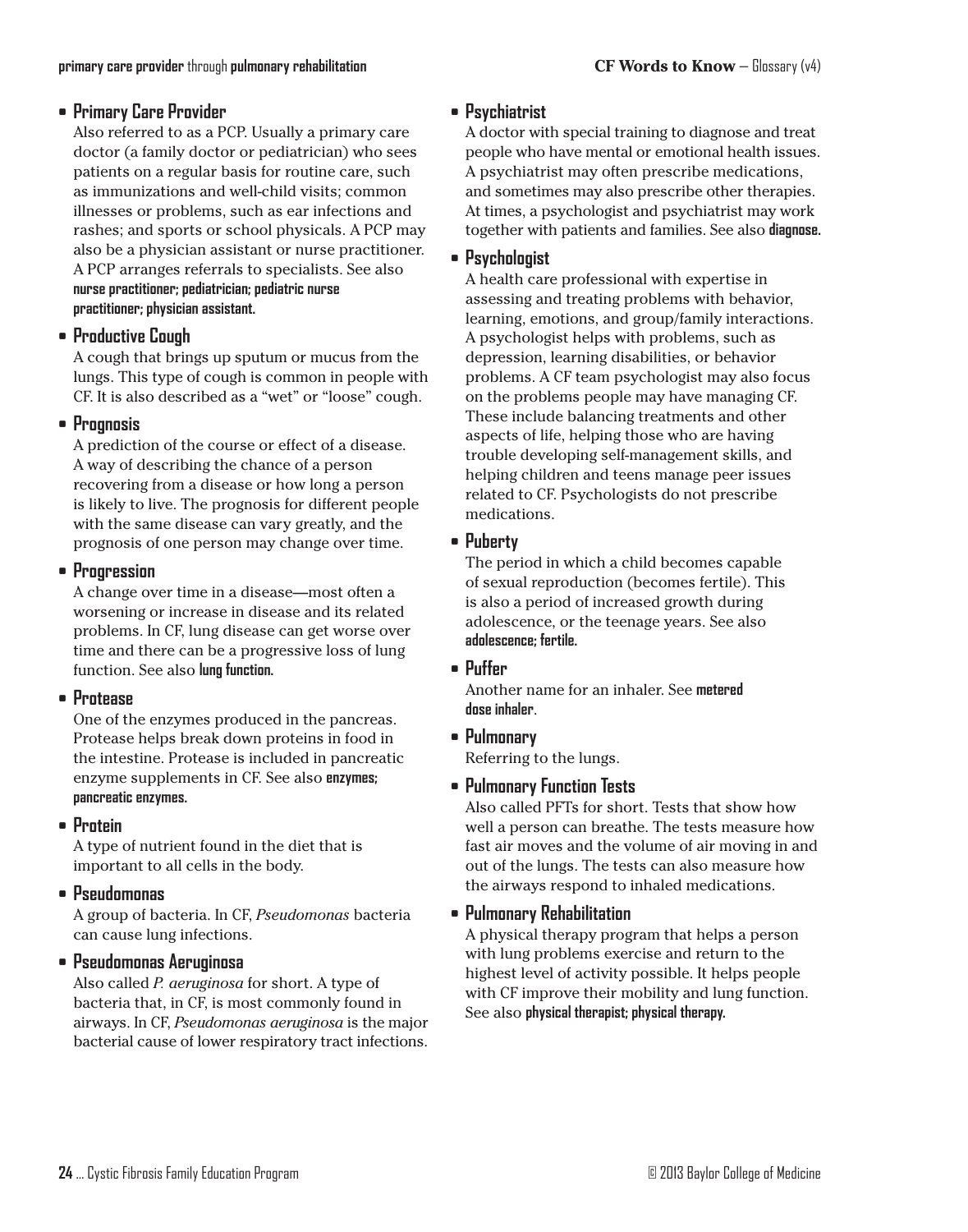- **Primary Care Provider**
  Also referred to as a PCP. Usually a primary care doctor (a family doctor or pediatrician) who sees patients on a regular basis for routine care, such as immunizations and well-child visits; common illnesses or problems, such as ear infections and rashes; and sports or school physicals. A PCP may also be a physician assistant or nurse practitioner. A PCP arranges referrals to specialists. See also **nurse practitioner; pediatrician; pediatric nurse practitioner; physician assistant.**

- **Productive Cough**
  A cough that brings up sputum or mucus from the lungs. This type of cough is common in people with CF. It is also described as a "wet" or "loose" cough.

- **Prognosis**
  A prediction of the course or effect of a disease. A way of describing the chance of a person recovering from a disease or how long a person is likely to live. The prognosis for different people with the same disease can vary greatly, and the prognosis of one person may change over time.

- **Progression**
  A change over time in a disease—most often a worsening or increase in disease and its related problems. In CF, lung disease can get worse over time and there can be a progressive loss of lung function. See also **lung function.**

- **Protease**
  One of the enzymes produced in the pancreas. Protease helps break down proteins in food in the intestine. Protease is included in pancreatic enzyme supplements in CF. See also **enzymes; pancreatic enzymes.**

- **Protein**
  A type of nutrient found in the diet that is important to all cells in the body.

- **Pseudomonas**
  A group of bacteria. In CF, *Pseudomonas* bacteria can cause lung infections.

- **Pseudomonas Aeruginosa**
  Also called *P. aeruginosa* for short. A type of bacteria that, in CF, is most commonly found in airways. In CF, *Pseudomonas aeruginosa* is the major bacterial cause of lower respiratory tract infections.

- **Psychiatrist**
  A doctor with special training to diagnose and treat people who have mental or emotional health issues. A psychiatrist may often prescribe medications, and sometimes may also prescribe other therapies. At times, a psychologist and psychiatrist may work together with patients and families. See also **diagnose.**

- **Psychologist**
  A health care professional with expertise in assessing and treating problems with behavior, learning, emotions, and group/family interactions. A psychologist helps with problems, such as depression, learning disabilities, or behavior problems. A CF team psychologist may also focus on the problems people may have managing CF. These include balancing treatments and other aspects of life, helping those who are having trouble developing self-management skills, and helping children and teens manage peer issues related to CF. Psychologists do not prescribe medications.

- **Puberty**
  The period in which a child becomes capable of sexual reproduction (becomes fertile). This is also a period of increased growth during adolescence, or the teenage years. See also **adolescence; fertile.**

- **Puffer**
  Another name for an inhaler. See **metered dose inhaler**.

- **Pulmonary**
  Referring to the lungs.

- **Pulmonary Function Tests**
  Also called PFTs for short. Tests that show how well a person can breathe. The tests measure how fast air moves and the volume of air moving in and out of the lungs. The tests can also measure how the airways respond to inhaled medications.

- **Pulmonary Rehabilitation**
  A physical therapy program that helps a person with lung problems exercise and return to the highest level of activity possible. It helps people with CF improve their mobility and lung function. See also **physical therapist; physical therapy.**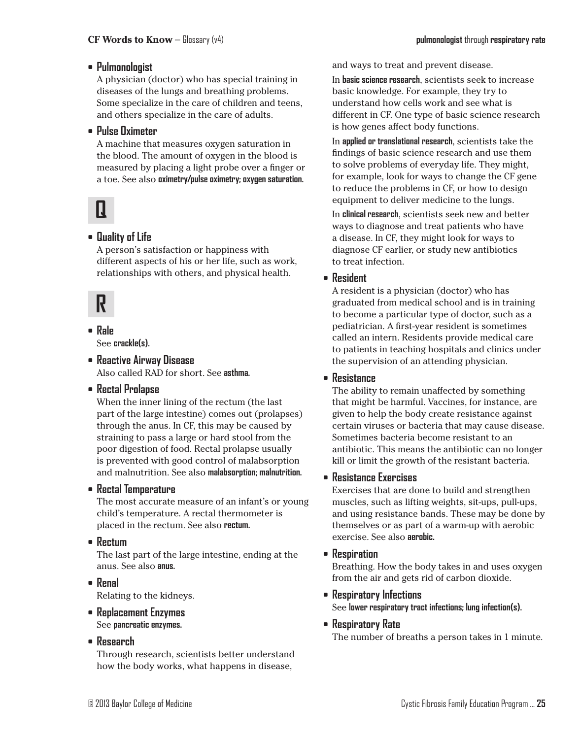- **Pulmonologist**
  A physician (doctor) who has special training in diseases of the lungs and breathing problems. Some specialize in the care of children and teens, and others specialize in the care of adults.

- **Pulse Oximeter**
  A machine that measures oxygen saturation in the blood. The amount of oxygen in the blood is measured by placing a light probe over a finger or a toe. See also **oximetry/pulse oximetry; oxygen saturation.**

## Q

- **Quality of Life**
  A person's satisfaction or happiness with different aspects of his or her life, such as work, relationships with others, and physical health.

## R

- **Rale**
  See **crackle(s).**

- **Reactive Airway Disease**
  Also called RAD for short. See **asthma.**

- **Rectal Prolapse**
  When the inner lining of the rectum (the last part of the large intestine) comes out (prolapses) through the anus. In CF, this may be caused by straining to pass a large or hard stool from the poor digestion of food. Rectal prolapse usually is prevented with good control of malabsorption and malnutrition. See also **malabsorption; malnutrition.**

- **Rectal Temperature**
  The most accurate measure of an infant's or young child's temperature. A rectal thermometer is placed in the rectum. See also **rectum.**

- **Rectum**
  The last part of the large intestine, ending at the anus. See also **anus.**

- **Renal**
  Relating to the kidneys.

- **Replacement Enzymes**
  See **pancreatic enzymes.**

- **Research**
  Through research, scientists better understand how the body works, what happens in disease, and ways to treat and prevent disease.

  In **basic science research**, scientists seek to increase basic knowledge. For example, they try to understand how cells work and see what is different in CF. One type of basic science research is how genes affect body functions.

  In **applied or translational research**, scientists take the findings of basic science research and use them to solve problems of everyday life. They might, for example, look for ways to change the CF gene to reduce the problems in CF, or how to design equipment to deliver medicine to the lungs.

  In **clinical research**, scientists seek new and better ways to diagnose and treat patients who have a disease. In CF, they might look for ways to diagnose CF earlier, or study new antibiotics to treat infection.

- **Resident**
  A resident is a physician (doctor) who has graduated from medical school and is in training to become a particular type of doctor, such as a pediatrician. A first-year resident is sometimes called an intern. Residents provide medical care to patients in teaching hospitals and clinics under the supervision of an attending physician.

- **Resistance**
  The ability to remain unaffected by something that might be harmful. Vaccines, for instance, are given to help the body create resistance against certain viruses or bacteria that may cause disease. Sometimes bacteria become resistant to an antibiotic. This means the antibiotic can no longer kill or limit the growth of the resistant bacteria.

- **Resistance Exercises**
  Exercises that are done to build and strengthen muscles, such as lifting weights, sit-ups, pull-ups, and using resistance bands. These may be done by themselves or as part of a warm-up with aerobic exercise. See also **aerobic.**

- **Respiration**
  Breathing. How the body takes in and uses oxygen from the air and gets rid of carbon dioxide.

- **Respiratory Infections**
  See **lower respiratory tract infections; lung infection(s).**

- **Respiratory Rate**
  The number of breaths a person takes in 1 minute.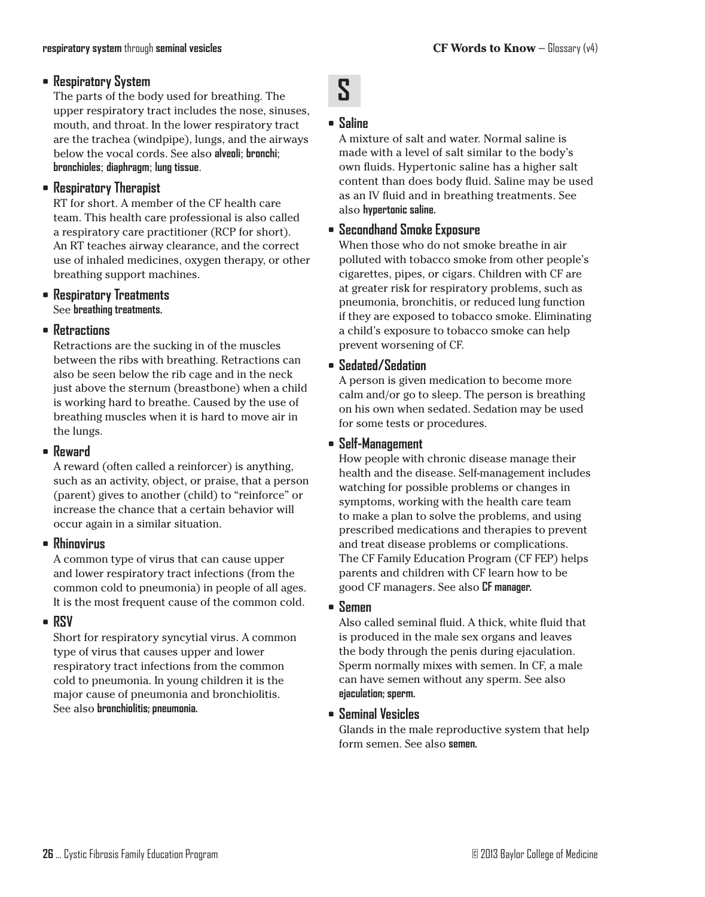- **Respiratory System**
  The parts of the body used for breathing. The upper respiratory tract includes the nose, sinuses, mouth, and throat. In the lower respiratory tract are the trachea (windpipe), lungs, and the airways below the vocal cords. See also **alveoli**; **bronchi**; **bronchioles**; **diaphragm**; **lung tissue**.

- **Respiratory Therapist**
  RT for short. A member of the CF health care team. This health care professional is also called a respiratory care practitioner (RCP for short). An RT teaches airway clearance, and the correct use of inhaled medicines, oxygen therapy, or other breathing support machines.

- **Respiratory Treatments**
  See **breathing treatments.**

- **Retractions**
  Retractions are the sucking in of the muscles between the ribs with breathing. Retractions can also be seen below the rib cage and in the neck just above the sternum (breastbone) when a child is working hard to breathe. Caused by the use of breathing muscles when it is hard to move air in the lungs.

- **Reward**
  A reward (often called a reinforcer) is anything, such as an activity, object, or praise, that a person (parent) gives to another (child) to "reinforce" or increase the chance that a certain behavior will occur again in a similar situation.

- **Rhinovirus**
  A common type of virus that can cause upper and lower respiratory tract infections (from the common cold to pneumonia) in people of all ages. It is the most frequent cause of the common cold.

- **RSV**
  Short for respiratory syncytial virus. A common type of virus that causes upper and lower respiratory tract infections from the common cold to pneumonia. In young children it is the major cause of pneumonia and bronchiolitis. See also **bronchiolitis; pneumonia.**

# S

- **Saline**
  A mixture of salt and water. Normal saline is made with a level of salt similar to the body's own fluids. Hypertonic saline has a higher salt content than does body fluid. Saline may be used as an IV fluid and in breathing treatments. See also **hypertonic saline.**

- **Secondhand Smoke Exposure**
  When those who do not smoke breathe in air polluted with tobacco smoke from other people's cigarettes, pipes, or cigars. Children with CF are at greater risk for respiratory problems, such as pneumonia, bronchitis, or reduced lung function if they are exposed to tobacco smoke. Eliminating a child's exposure to tobacco smoke can help prevent worsening of CF.

- **Sedated/Sedation**
  A person is given medication to become more calm and/or go to sleep. The person is breathing on his own when sedated. Sedation may be used for some tests or procedures.

- **Self-Management**
  How people with chronic disease manage their health and the disease. Self-management includes watching for possible problems or changes in symptoms, working with the health care team to make a plan to solve the problems, and using prescribed medications and therapies to prevent and treat disease problems or complications. The CF Family Education Program (CF FEP) helps parents and children with CF learn how to be good CF managers. See also **CF manager.**

- **Semen**
  Also called seminal fluid. A thick, white fluid that is produced in the male sex organs and leaves the body through the penis during ejaculation. Sperm normally mixes with semen. In CF, a male can have semen without any sperm. See also **ejaculation; sperm.**

- **Seminal Vesicles**
  Glands in the male reproductive system that help form semen. See also **semen.**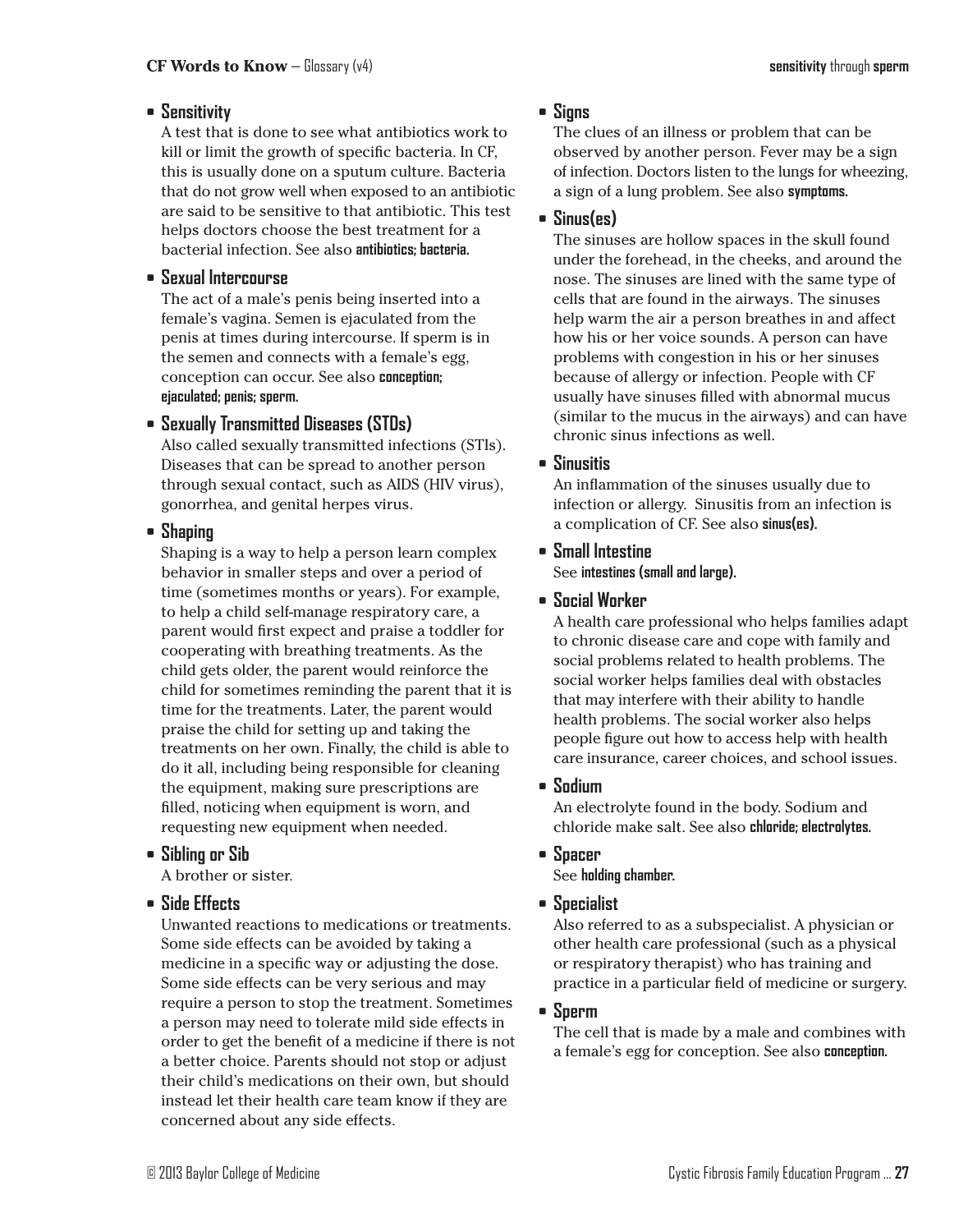- **Sensitivity**
  A test that is done to see what antibiotics work to kill or limit the growth of specific bacteria. In CF, this is usually done on a sputum culture. Bacteria that do not grow well when exposed to an antibiotic are said to be sensitive to that antibiotic. This test helps doctors choose the best treatment for a bacterial infection. See also **antibiotics; bacteria.**

- **Sexual Intercourse**
  The act of a male's penis being inserted into a female's vagina. Semen is ejaculated from the penis at times during intercourse. If sperm is in the semen and connects with a female's egg, conception can occur. See also **conception; ejaculated; penis; sperm.**

- **Sexually Transmitted Diseases (STDs)**
  Also called sexually transmitted infections (STIs). Diseases that can be spread to another person through sexual contact, such as AIDS (HIV virus), gonorrhea, and genital herpes virus.

- **Shaping**
  Shaping is a way to help a person learn complex behavior in smaller steps and over a period of time (sometimes months or years). For example, to help a child self-manage respiratory care, a parent would first expect and praise a toddler for cooperating with breathing treatments. As the child gets older, the parent would reinforce the child for sometimes reminding the parent that it is time for the treatments. Later, the parent would praise the child for setting up and taking the treatments on her own. Finally, the child is able to do it all, including being responsible for cleaning the equipment, making sure prescriptions are filled, noticing when equipment is worn, and requesting new equipment when needed.

- **Sibling or Sib**
  A brother or sister.

- **Side Effects**
  Unwanted reactions to medications or treatments. Some side effects can be avoided by taking a medicine in a specific way or adjusting the dose. Some side effects can be very serious and may require a person to stop the treatment. Sometimes a person may need to tolerate mild side effects in order to get the benefit of a medicine if there is not a better choice. Parents should not stop or adjust their child's medications on their own, but should instead let their health care team know if they are concerned about any side effects.

- **Signs**
  The clues of an illness or problem that can be observed by another person. Fever may be a sign of infection. Doctors listen to the lungs for wheezing, a sign of a lung problem. See also **symptoms.**

- **Sinus(es)**
  The sinuses are hollow spaces in the skull found under the forehead, in the cheeks, and around the nose. The sinuses are lined with the same type of cells that are found in the airways. The sinuses help warm the air a person breathes in and affect how his or her voice sounds. A person can have problems with congestion in his or her sinuses because of allergy or infection. People with CF usually have sinuses filled with abnormal mucus (similar to the mucus in the airways) and can have chronic sinus infections as well.

- **Sinusitis**
  An inflammation of the sinuses usually due to infection or allergy. Sinusitis from an infection is a complication of CF. See also **sinus(es).**

- **Small Intestine**
  See **intestines (small and large).**

- **Social Worker**
  A health care professional who helps families adapt to chronic disease care and cope with family and social problems related to health problems. The social worker helps families deal with obstacles that may interfere with their ability to handle health problems. The social worker also helps people figure out how to access help with health care insurance, career choices, and school issues.

- **Sodium**
  An electrolyte found in the body. Sodium and chloride make salt. See also **chloride; electrolytes.**

- **Spacer**
  See **holding chamber.**

- **Specialist**
  Also referred to as a subspecialist. A physician or other health care professional (such as a physical or respiratory therapist) who has training and practice in a particular field of medicine or surgery.

- **Sperm**
  The cell that is made by a male and combines with a female's egg for conception. See also **conception.**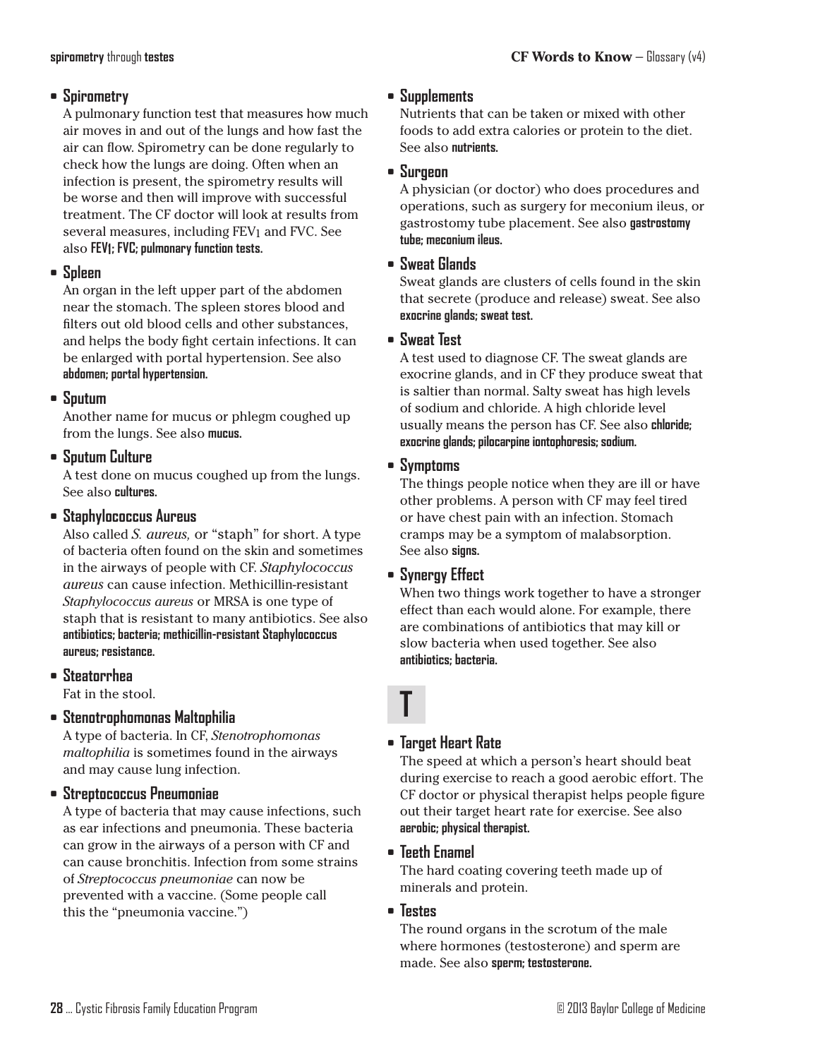- **Spirometry**
  A pulmonary function test that measures how much air moves in and out of the lungs and how fast the air can flow. Spirometry can be done regularly to check how the lungs are doing. Often when an infection is present, the spirometry results will be worse and then will improve with successful treatment. The CF doctor will look at results from several measures, including $FEV_1$ and FVC. See also **$FEV_1$; FVC; pulmonary function tests.**

- **Spleen**
  An organ in the left upper part of the abdomen near the stomach. The spleen stores blood and filters out old blood cells and other substances, and helps the body fight certain infections. It can be enlarged with portal hypertension. See also **abdomen; portal hypertension.**

- **Sputum**
  Another name for mucus or phlegm coughed up from the lungs. See also **mucus.**

- **Sputum Culture**
  A test done on mucus coughed up from the lungs. See also **cultures.**

- **Staphylococcus Aureus**
  Also called *S. aureus,* or "staph" for short. A type of bacteria often found on the skin and sometimes in the airways of people with CF. *Staphylococcus aureus* can cause infection. Methicillin-resistant *Staphylococcus aureus* or MRSA is one type of staph that is resistant to many antibiotics. See also **antibiotics; bacteria; methicillin-resistant Staphylococcus aureus; resistance.**

- **Steatorrhea**
  Fat in the stool.

- **Stenotrophomonas Maltophilia**
  A type of bacteria. In CF, *Stenotrophomonas maltophilia* is sometimes found in the airways and may cause lung infection.

- **Streptococcus Pneumoniae**
  A type of bacteria that may cause infections, such as ear infections and pneumonia. These bacteria can grow in the airways of a person with CF and can cause bronchitis. Infection from some strains of *Streptococcus pneumoniae* can now be prevented with a vaccine. (Some people call this the "pneumonia vaccine.")

- **Supplements**
  Nutrients that can be taken or mixed with other foods to add extra calories or protein to the diet. See also **nutrients.**

- **Surgeon**
  A physician (or doctor) who does procedures and operations, such as surgery for meconium ileus, or gastrostomy tube placement. See also **gastrostomy tube; meconium ileus.**

- **Sweat Glands**
  Sweat glands are clusters of cells found in the skin that secrete (produce and release) sweat. See also **exocrine glands; sweat test.**

- **Sweat Test**
  A test used to diagnose CF. The sweat glands are exocrine glands, and in CF they produce sweat that is saltier than normal. Salty sweat has high levels of sodium and chloride. A high chloride level usually means the person has CF. See also **chloride; exocrine glands; pilocarpine iontophoresis; sodium.**

- **Symptoms**
  The things people notice when they are ill or have other problems. A person with CF may feel tired or have chest pain with an infection. Stomach cramps may be a symptom of malabsorption. See also **signs.**

- **Synergy Effect**
  When two things work together to have a stronger effect than each would alone. For example, there are combinations of antibiotics that may kill or slow bacteria when used together. See also **antibiotics; bacteria.**

# T

- **Target Heart Rate**
  The speed at which a person's heart should beat during exercise to reach a good aerobic effort. The CF doctor or physical therapist helps people figure out their target heart rate for exercise. See also **aerobic; physical therapist.**

- **Teeth Enamel**
  The hard coating covering teeth made up of minerals and protein.

- **Testes**
  The round organs in the scrotum of the male where hormones (testosterone) and sperm are made. See also **sperm; testosterone.**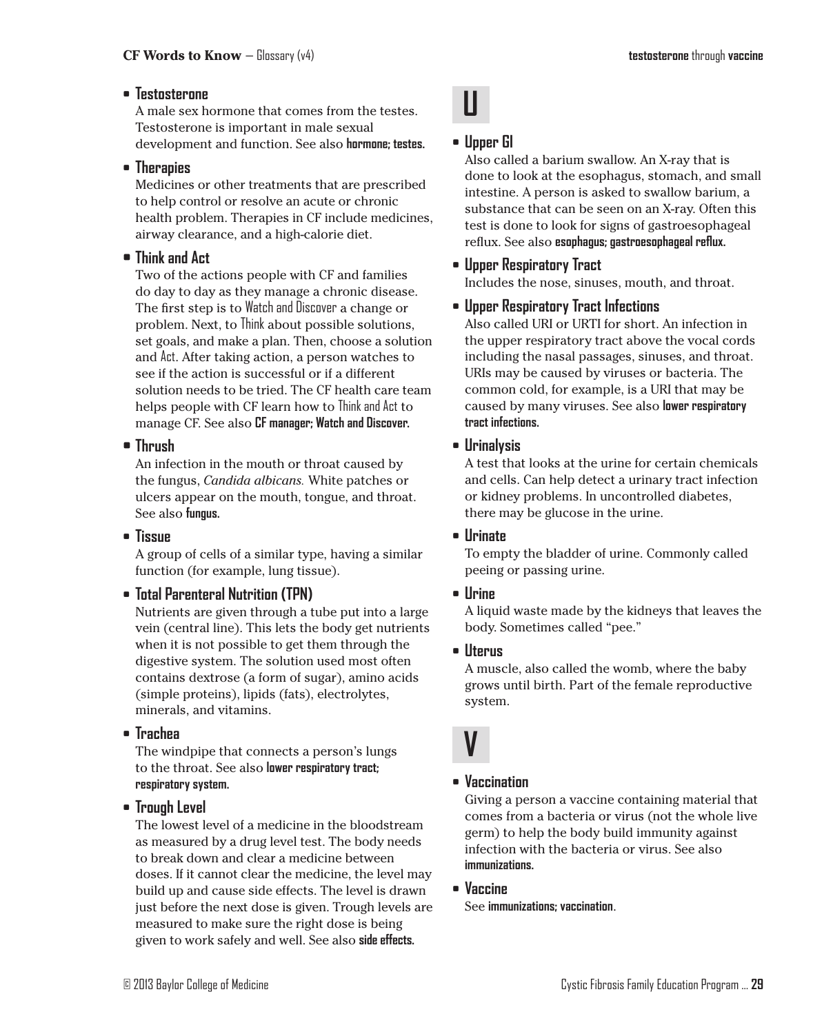- **Testosterone**
  A male sex hormone that comes from the testes. Testosterone is important in male sexual development and function. See also **hormone; testes.**

- **Therapies**
  Medicines or other treatments that are prescribed to help control or resolve an acute or chronic health problem. Therapies in CF include medicines, airway clearance, and a high-calorie diet.

- **Think and Act**
  Two of the actions people with CF and families do day to day as they manage a chronic disease. The first step is to Watch and Discover a change or problem. Next, to Think about possible solutions, set goals, and make a plan. Then, choose a solution and Act. After taking action, a person watches to see if the action is successful or if a different solution needs to be tried. The CF health care team helps people with CF learn how to Think and Act to manage CF. See also **CF manager; Watch and Discover.**

- **Thrush**
  An infection in the mouth or throat caused by the fungus, *Candida albicans.* White patches or ulcers appear on the mouth, tongue, and throat. See also **fungus.**

- **Tissue**
  A group of cells of a similar type, having a similar function (for example, lung tissue).

- **Total Parenteral Nutrition (TPN)**
  Nutrients are given through a tube put into a large vein (central line). This lets the body get nutrients when it is not possible to get them through the digestive system. The solution used most often contains dextrose (a form of sugar), amino acids (simple proteins), lipids (fats), electrolytes, minerals, and vitamins.

- **Trachea**
  The windpipe that connects a person's lungs to the throat. See also **lower respiratory tract; respiratory system.**

- **Trough Level**
  The lowest level of a medicine in the bloodstream as measured by a drug level test. The body needs to break down and clear a medicine between doses. If it cannot clear the medicine, the level may build up and cause side effects. The level is drawn just before the next dose is given. Trough levels are measured to make sure the right dose is being given to work safely and well. See also **side effects.**

## U

- **Upper GI**
  Also called a barium swallow. An X-ray that is done to look at the esophagus, stomach, and small intestine. A person is asked to swallow barium, a substance that can be seen on an X-ray. Often this test is done to look for signs of gastroesophageal reflux. See also **esophagus; gastroesophageal reflux.**

- **Upper Respiratory Tract**
  Includes the nose, sinuses, mouth, and throat.

- **Upper Respiratory Tract Infections**
  Also called URI or URTI for short. An infection in the upper respiratory tract above the vocal cords including the nasal passages, sinuses, and throat. URIs may be caused by viruses or bacteria. The common cold, for example, is a URI that may be caused by many viruses. See also **lower respiratory tract infections.**

- **Urinalysis**
  A test that looks at the urine for certain chemicals and cells. Can help detect a urinary tract infection or kidney problems. In uncontrolled diabetes, there may be glucose in the urine.

- **Urinate**
  To empty the bladder of urine. Commonly called peeing or passing urine.

- **Urine**
  A liquid waste made by the kidneys that leaves the body. Sometimes called "pee."

- **Uterus**
  A muscle, also called the womb, where the baby grows until birth. Part of the female reproductive system.

## V

- **Vaccination**
  Giving a person a vaccine containing material that comes from a bacteria or virus (not the whole live germ) to help the body build immunity against infection with the bacteria or virus. See also **immunizations.**

- **Vaccine**
  See **immunizations; vaccination**.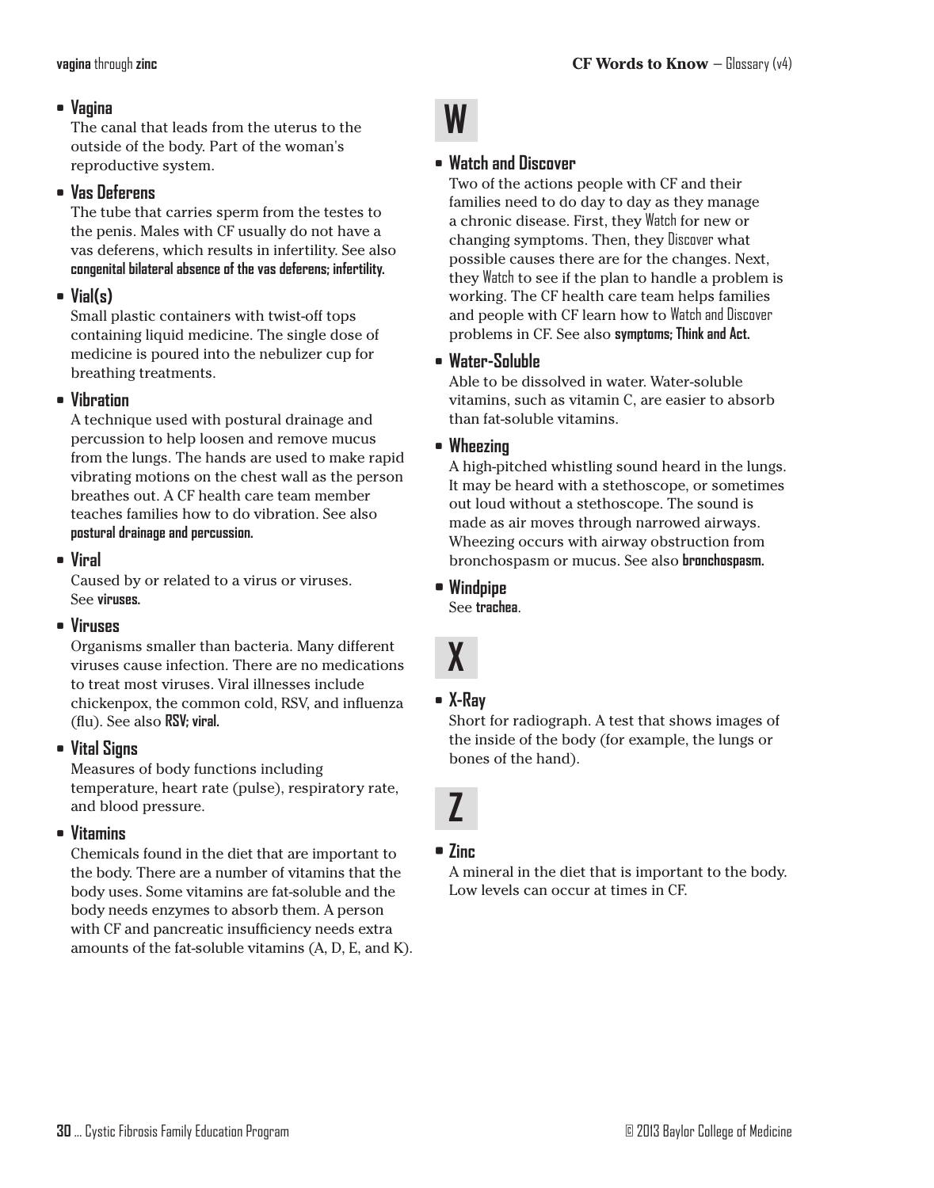- **Vagina**
  The canal that leads from the uterus to the outside of the body. Part of the woman's reproductive system.

- **Vas Deferens**
  The tube that carries sperm from the testes to the penis. Males with CF usually do not have a vas deferens, which results in infertility. See also **congenital bilateral absence of the vas deferens; infertility.**

- **Vial(s)**
  Small plastic containers with twist-off tops containing liquid medicine. The single dose of medicine is poured into the nebulizer cup for breathing treatments.

- **Vibration**
  A technique used with postural drainage and percussion to help loosen and remove mucus from the lungs. The hands are used to make rapid vibrating motions on the chest wall as the person breathes out. A CF health care team member teaches families how to do vibration. See also **postural drainage and percussion.**

- **Viral**
  Caused by or related to a virus or viruses. See **viruses.**

- **Viruses**
  Organisms smaller than bacteria. Many different viruses cause infection. There are no medications to treat most viruses. Viral illnesses include chickenpox, the common cold, RSV, and influenza (flu). See also **RSV; viral.**

- **Vital Signs**
  Measures of body functions including temperature, heart rate (pulse), respiratory rate, and blood pressure.

- **Vitamins**
  Chemicals found in the diet that are important to the body. There are a number of vitamins that the body uses. Some vitamins are fat-soluble and the body needs enzymes to absorb them. A person with CF and pancreatic insufficiency needs extra amounts of the fat-soluble vitamins (A, D, E, and K).

# W

- **Watch and Discover**
  Two of the actions people with CF and their families need to do day to day as they manage a chronic disease. First, they Watch for new or changing symptoms. Then, they Discover what possible causes there are for the changes. Next, they Watch to see if the plan to handle a problem is working. The CF health care team helps families and people with CF learn how to Watch and Discover problems in CF. See also **symptoms; Think and Act.**

- **Water-Soluble**
  Able to be dissolved in water. Water-soluble vitamins, such as vitamin C, are easier to absorb than fat-soluble vitamins.

- **Wheezing**
  A high-pitched whistling sound heard in the lungs. It may be heard with a stethoscope, or sometimes out loud without a stethoscope. The sound is made as air moves through narrowed airways. Wheezing occurs with airway obstruction from bronchospasm or mucus. See also **bronchospasm.**

- **Windpipe**
  See **trachea**.

# X

- **X-Ray**
  Short for radiograph. A test that shows images of the inside of the body (for example, the lungs or bones of the hand).

# Z

- **Zinc**
  A mineral in the diet that is important to the body. Low levels can occur at times in CF.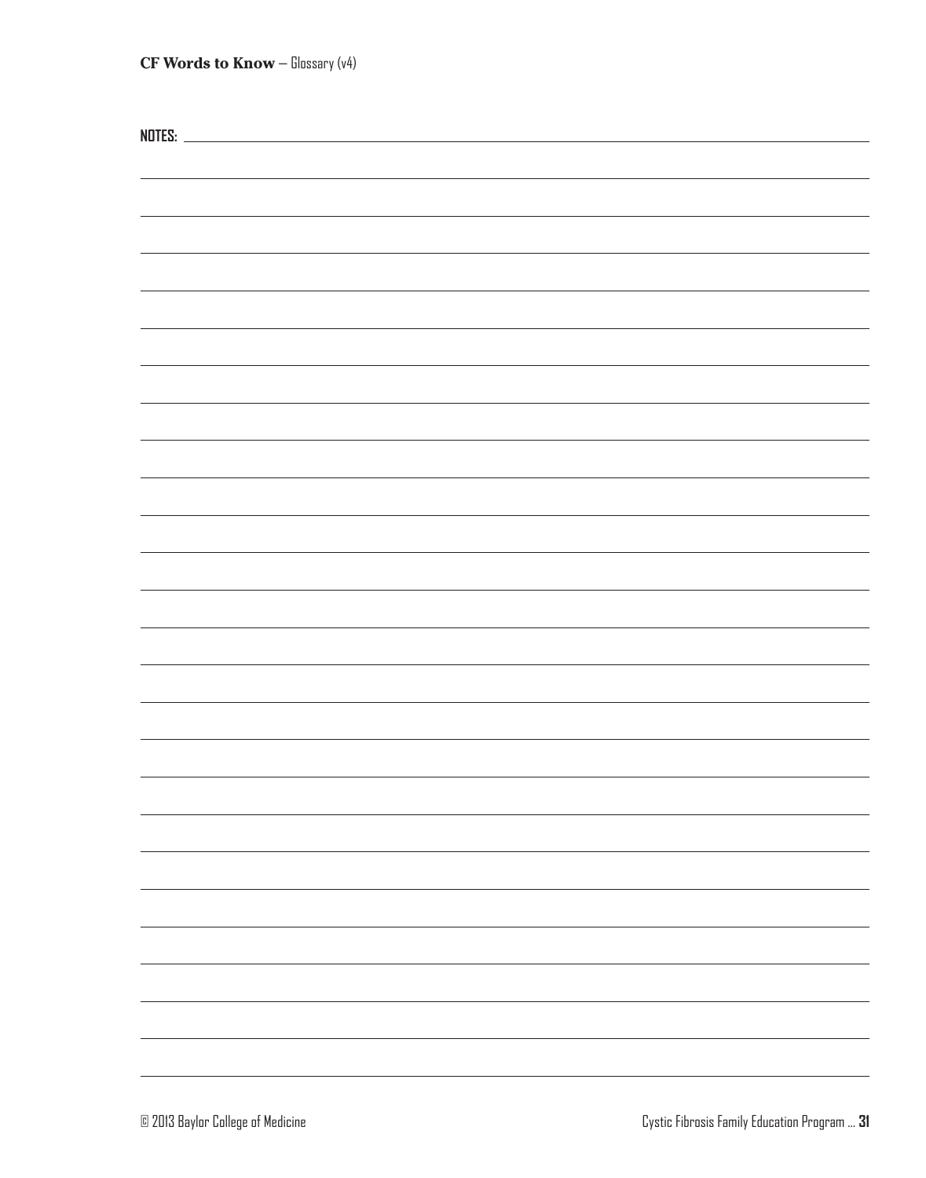NOTES: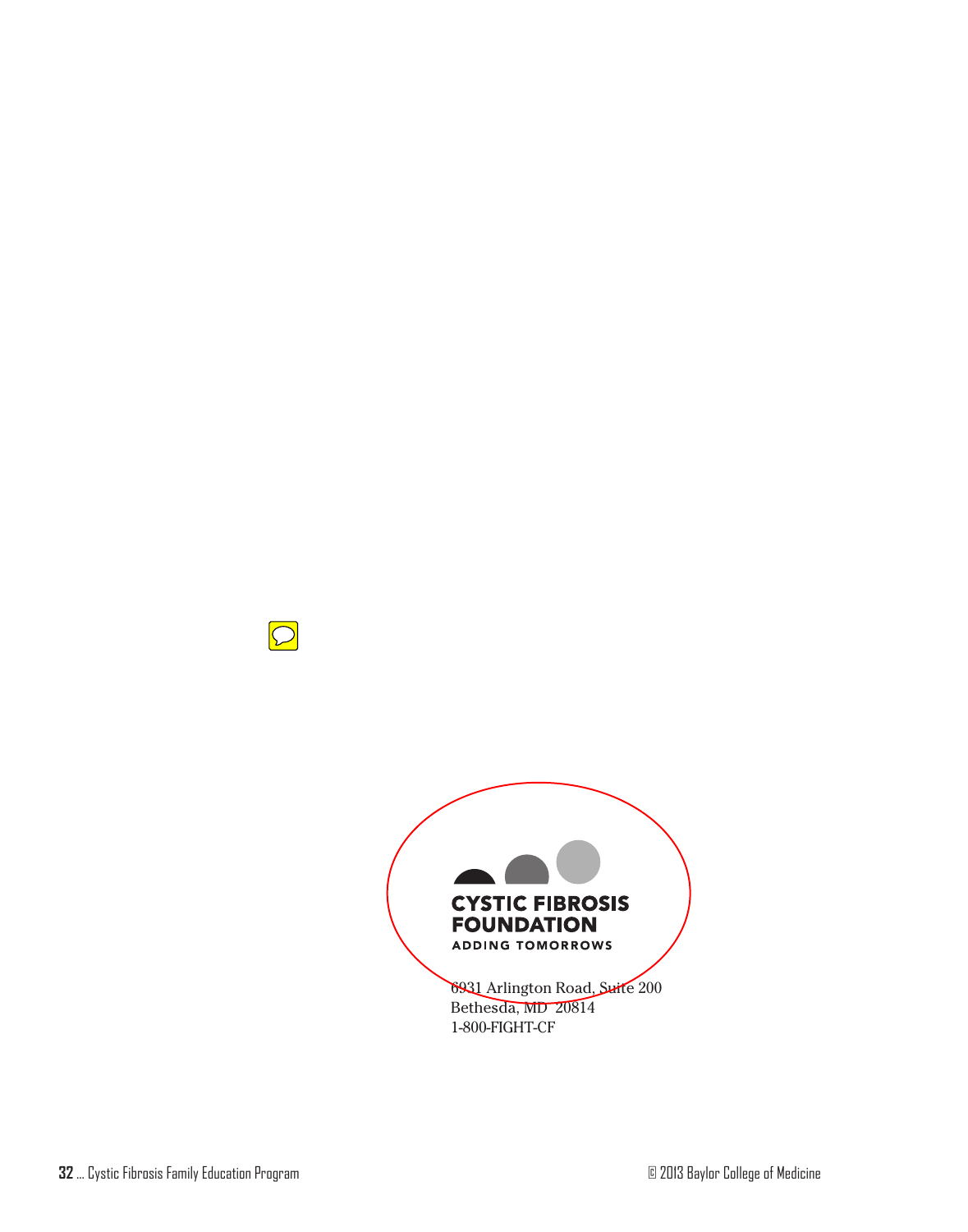CYSTIC FIBROSIS
FOUNDATION
ADDING TOMORROWS

6931 Arlington Road, Suite 200
Bethesda, MD 20814
1-800-FIGHT-CF